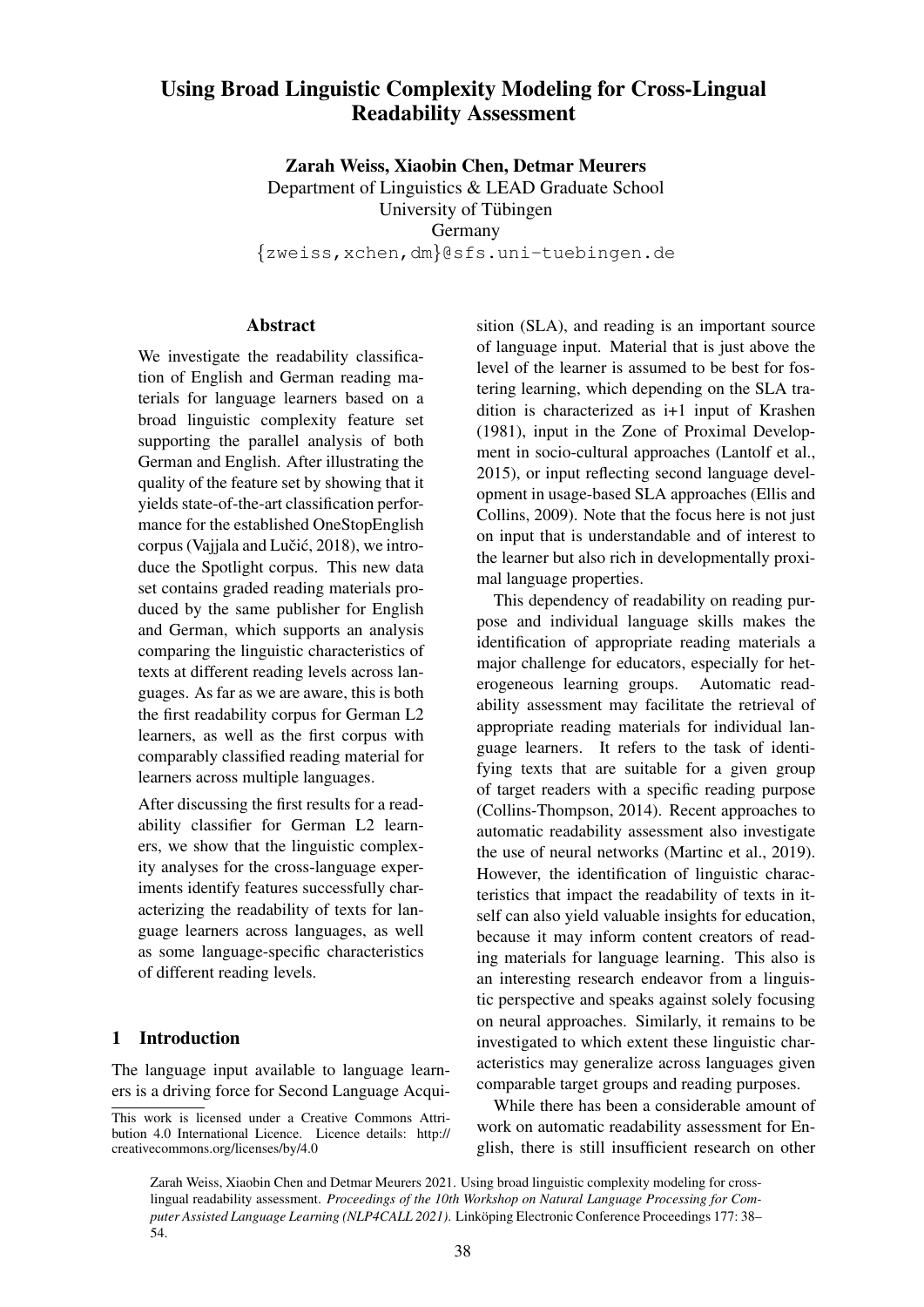# Using Broad Linguistic Complexity Modeling for Cross-Lingual Readability Assessment

**Zarah Weiss, Xiaobin Chen, Detmar Meurers**
Department of Linguistics & LEAD Graduate School
University of Tübingen
Germany
{zweiss,xchen,dm}@sfs.uni-tuebingen.de

## Abstract

We investigate the readability classification of English and German reading materials for language learners based on a broad linguistic complexity feature set supporting the parallel analysis of both German and English. After illustrating the quality of the feature set by showing that it yields state-of-the-art classification performance for the established OneStopEnglish corpus (Vajjala and Lučić, 2018), we introduce the Spotlight corpus. This new data set contains graded reading materials produced by the same publisher for English and German, which supports an analysis comparing the linguistic characteristics of texts at different reading levels across languages. As far as we are aware, this is both the first readability corpus for German L2 learners, as well as the first corpus with comparably classified reading material for learners across multiple languages.

After discussing the first results for a readability classifier for German L2 learners, we show that the linguistic complexity analyses for the cross-language experiments identify features successfully characterizing the readability of texts for language learners across languages, as well as some language-specific characteristics of different reading levels.

## 1 Introduction

The language input available to language learners is a driving force for Second Language Acquisition (SLA), and reading is an important source of language input. Material that is just above the level of the learner is assumed to be best for fostering learning, which depending on the SLA tradition is characterized as i+1 input of Krashen (1981), input in the Zone of Proximal Development in socio-cultural approaches (Lantolf et al., 2015), or input reflecting second language development in usage-based SLA approaches (Ellis and Collins, 2009). Note that the focus here is not just on input that is understandable and of interest to the learner but also rich in developmentally proximal language properties.

This dependency of readability on reading purpose and individual language skills makes the identification of appropriate reading materials a major challenge for educators, especially for heterogeneous learning groups. Automatic readability assessment may facilitate the retrieval of appropriate reading materials for individual language learners. It refers to the task of identifying texts that are suitable for a given group of target readers with a specific reading purpose (Collins-Thompson, 2014). Recent approaches to automatic readability assessment also investigate the use of neural networks (Martinc et al., 2019). However, the identification of linguistic characteristics that impact the readability of texts in itself can also yield valuable insights for education, because it may inform content creators of reading materials for language learning. This also is an interesting research endeavor from a linguistic perspective and speaks against solely focusing on neural approaches. Similarly, it remains to be investigated to which extent these linguistic characteristics may generalize across languages given comparable target groups and reading purposes.

While there has been a considerable amount of work on automatic readability assessment for English, there is still insufficient research on other

This work is licensed under a Creative Commons Attribution 4.0 International Licence. Licence details: http://creativecommons.org/licenses/by/4.0

Zarah Weiss, Xiaobin Chen and Detmar Meurers 2021. Using broad linguistic complexity modeling for cross-lingual readability assessment. *Proceedings of the 10th Workshop on Natural Language Processing for Computer Assisted Language Learning (NLP4CALL 2021).* Linköping Electronic Conference Proceedings 177: 38–54.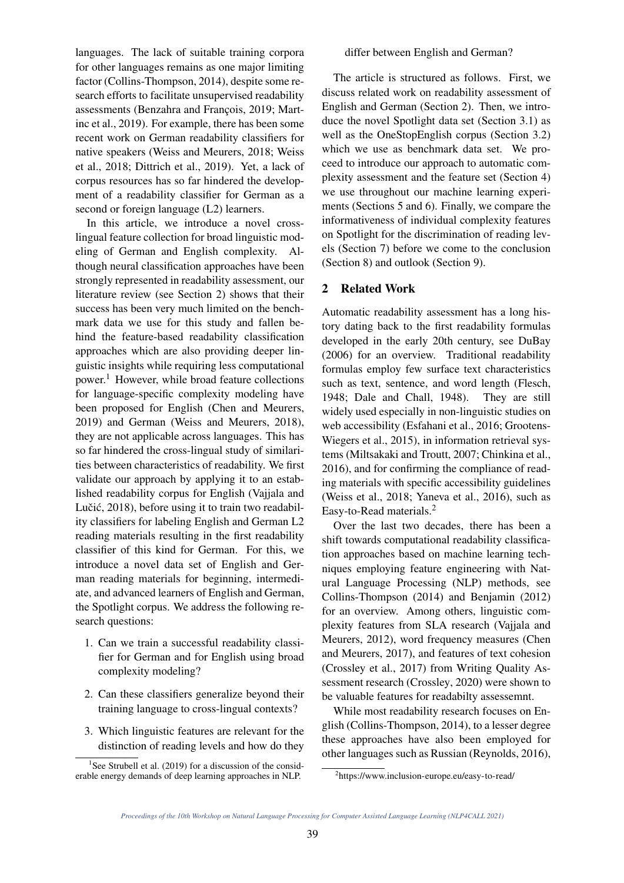languages. The lack of suitable training corpora for other languages remains as one major limiting factor (Collins-Thompson, 2014), despite some research efforts to facilitate unsupervised readability assessments (Benzahra and François, 2019; Martinc et al., 2019). For example, there has been some recent work on German readability classifiers for native speakers (Weiss and Meurers, 2018; Weiss et al., 2018; Dittrich et al., 2019). Yet, a lack of corpus resources has so far hindered the development of a readability classifier for German as a second or foreign language (L2) learners.

In this article, we introduce a novel cross-lingual feature collection for broad linguistic modeling of German and English complexity. Although neural classification approaches have been strongly represented in readability assessment, our literature review (see Section 2) shows that their success has been very much limited on the benchmark data we use for this study and fallen behind the feature-based readability classification approaches which are also providing deeper linguistic insights while requiring less computational power.[1] However, while broad feature collections for language-specific complexity modeling have been proposed for English (Chen and Meurers, 2019) and German (Weiss and Meurers, 2018), they are not applicable across languages. This has so far hindered the cross-lingual study of similarities between characteristics of readability. We first validate our approach by applying it to an established readability corpus for English (Vajjala and Lučić, 2018), before using it to train two readability classifiers for labeling English and German L2 reading materials resulting in the first readability classifier of this kind for German. For this, we introduce a novel data set of English and German reading materials for beginning, intermediate, and advanced learners of English and German, the Spotlight corpus. We address the following research questions:

1. Can we train a successful readability classifier for German and for English using broad complexity modeling?
2. Can these classifiers generalize beyond their training language to cross-lingual contexts?
3. Which linguistic features are relevant for the distinction of reading levels and how do they differ between English and German?

[1] See Strubell et al. (2019) for a discussion of the considerable energy demands of deep learning approaches in NLP.

The article is structured as follows. First, we discuss related work on readability assessment of English and German (Section 2). Then, we introduce the novel Spotlight data set (Section 3.1) as well as the OneStopEnglish corpus (Section 3.2) which we use as benchmark data set. We proceed to introduce our approach to automatic complexity assessment and the feature set (Section 4) we use throughout our machine learning experiments (Sections 5 and 6). Finally, we compare the informativeness of individual complexity features on Spotlight for the discrimination of reading levels (Section 7) before we come to the conclusion (Section 8) and outlook (Section 9).

## 2 Related Work

Automatic readability assessment has a long history dating back to the first readability formulas developed in the early 20th century, see DuBay (2006) for an overview. Traditional readability formulas employ few surface text characteristics such as text, sentence, and word length (Flesch, 1948; Dale and Chall, 1948). They are still widely used especially in non-linguistic studies on web accessibility (Esfahani et al., 2016; Grootens-Wiegers et al., 2015), in information retrieval systems (Miltsakaki and Troutt, 2007; Chinkina et al., 2016), and for confirming the compliance of reading materials with specific accessibility guidelines (Weiss et al., 2018; Yaneva et al., 2016), such as Easy-to-Read materials.[2]

Over the last two decades, there has been a shift towards computational readability classification approaches based on machine learning techniques employing feature engineering with Natural Language Processing (NLP) methods, see Collins-Thompson (2014) and Benjamin (2012) for an overview. Among others, linguistic complexity features from SLA research (Vajjala and Meurers, 2012), word frequency measures (Chen and Meurers, 2017), and features of text cohesion (Crossley et al., 2017) from Writing Quality Assessment research (Crossley, 2020) were shown to be valuable features for readabilty assessemnt.

While most readability research focuses on English (Collins-Thompson, 2014), to a lesser degree these approaches have also been employed for other languages such as Russian (Reynolds, 2016),

[2] https://www.inclusion-europe.eu/easy-to-read/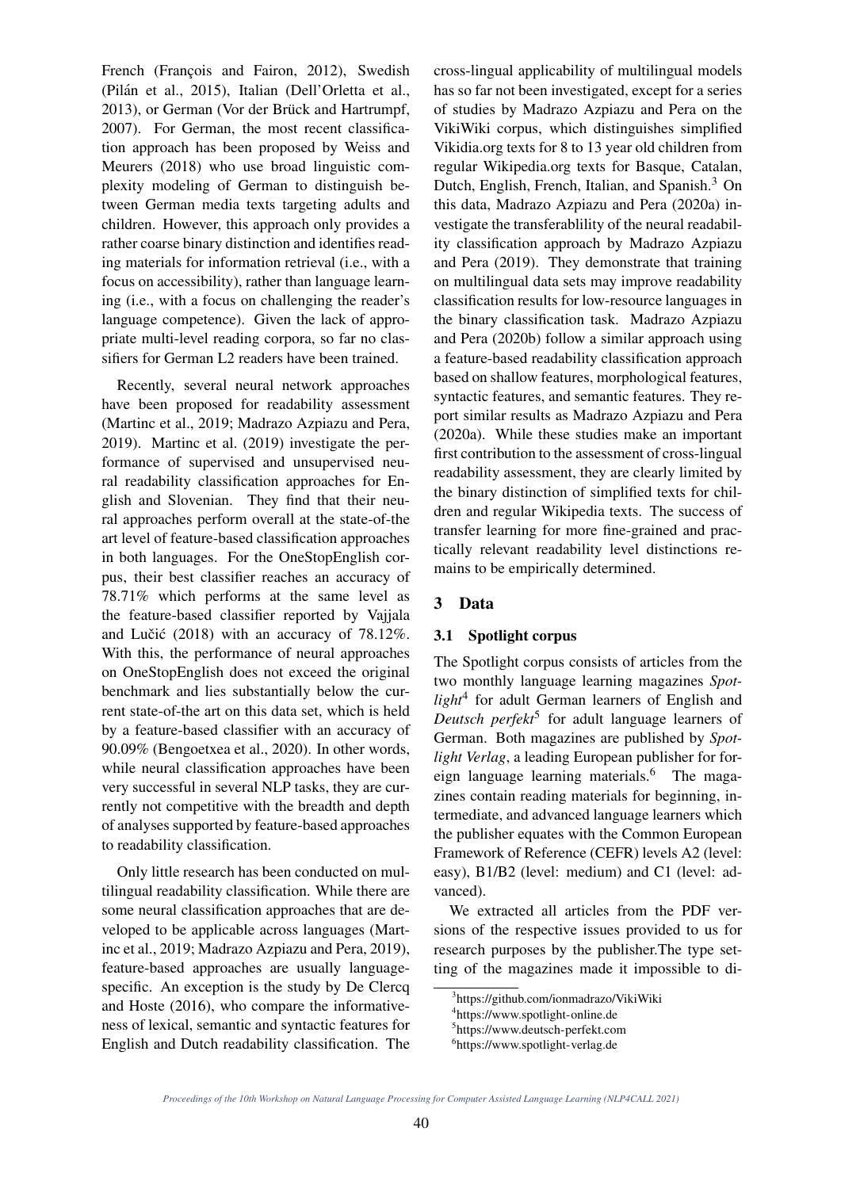French (François and Fairon, 2012), Swedish (Pilán et al., 2015), Italian (Dell'Orletta et al., 2013), or German (Vor der Brück and Hartrumpf, 2007). For German, the most recent classification approach has been proposed by Weiss and Meurers (2018) who use broad linguistic complexity modeling of German to distinguish between German media texts targeting adults and children. However, this approach only provides a rather coarse binary distinction and identifies reading materials for information retrieval (i.e., with a focus on accessibility), rather than language learning (i.e., with a focus on challenging the reader's language competence). Given the lack of appropriate multi-level reading corpora, so far no classifiers for German L2 readers have been trained.

Recently, several neural network approaches have been proposed for readability assessment (Martinc et al., 2019; Madrazo Azpiazu and Pera, 2019). Martinc et al. (2019) investigate the performance of supervised and unsupervised neural readability classification approaches for English and Slovenian. They find that their neural approaches perform overall at the state-of-the art level of feature-based classification approaches in both languages. For the OneStopEnglish corpus, their best classifier reaches an accuracy of 78.71% which performs at the same level as the feature-based classifier reported by Vajjala and Lučić (2018) with an accuracy of 78.12%. With this, the performance of neural approaches on OneStopEnglish does not exceed the original benchmark and lies substantially below the current state-of-the art on this data set, which is held by a feature-based classifier with an accuracy of 90.09% (Bengoetxea et al., 2020). In other words, while neural classification approaches have been very successful in several NLP tasks, they are currently not competitive with the breadth and depth of analyses supported by feature-based approaches to readability classification.

Only little research has been conducted on multilingual readability classification. While there are some neural classification approaches that are developed to be applicable across languages (Martinc et al., 2019; Madrazo Azpiazu and Pera, 2019), feature-based approaches are usually language-specific. An exception is the study by De Clercq and Hoste (2016), who compare the informativeness of lexical, semantic and syntactic features for English and Dutch readability classification. The cross-lingual applicability of multilingual models has so far not been investigated, except for a series of studies by Madrazo Azpiazu and Pera on the VikiWiki corpus, which distinguishes simplified Vikidia.org texts for 8 to 13 year old children from regular Wikipedia.org texts for Basque, Catalan, Dutch, English, French, Italian, and Spanish.[3] On this data, Madrazo Azpiazu and Pera (2020a) investigate the transferablility of the neural readability classification approach by Madrazo Azpiazu and Pera (2019). They demonstrate that training on multilingual data sets may improve readability classification results for low-resource languages in the binary classification task. Madrazo Azpiazu and Pera (2020b) follow a similar approach using a feature-based readability classification approach based on shallow features, morphological features, syntactic features, and semantic features. They report similar results as Madrazo Azpiazu and Pera (2020a). While these studies make an important first contribution to the assessment of cross-lingual readability assessment, they are clearly limited by the binary distinction of simplified texts for children and regular Wikipedia texts. The success of transfer learning for more fine-grained and practically relevant readability level distinctions remains to be empirically determined.

## 3 Data

### 3.1 Spotlight corpus

The Spotlight corpus consists of articles from the two monthly language learning magazines *Spotlight*[4] for adult German learners of English and *Deutsch perfekt*[5] for adult language learners of German. Both magazines are published by *Spotlight Verlag*, a leading European publisher for foreign language learning materials.[6] The magazines contain reading materials for beginning, intermediate, and advanced language learners which the publisher equates with the Common European Framework of Reference (CEFR) levels A2 (level: easy), B1/B2 (level: medium) and C1 (level: advanced).

We extracted all articles from the PDF versions of the respective issues provided to us for research purposes by the publisher.The type setting of the magazines made it impossible to di-

[3] https://github.com/ionmadrazo/VikiWiki

[4] https://www.spotlight-online.de

[5] https://www.deutsch-perfekt.com

[6] https://www.spotlight-verlag.de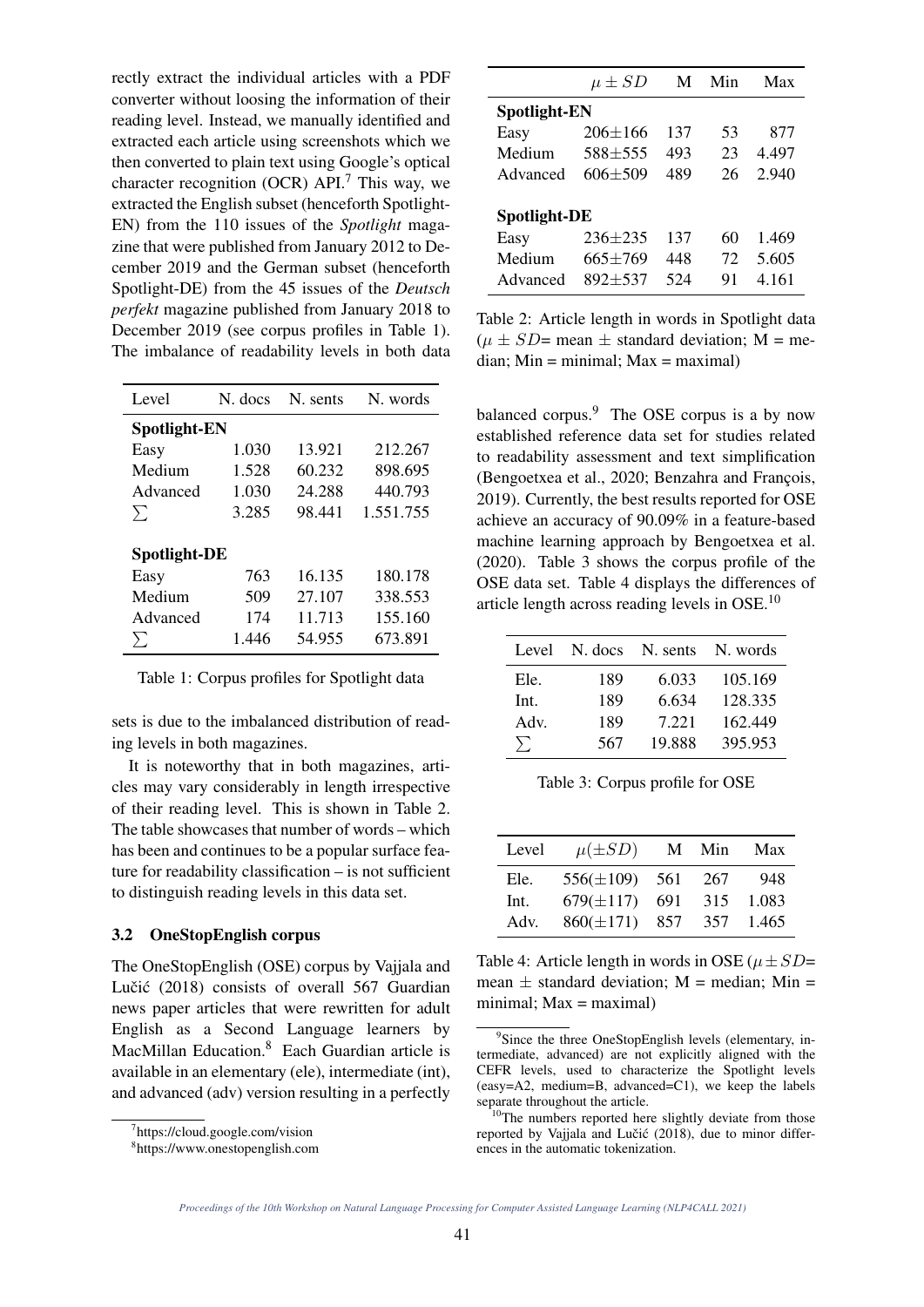rectly extract the individual articles with a PDF converter without loosing the information of their reading level. Instead, we manually identified and extracted each article using screenshots which we then converted to plain text using Google's optical character recognition (OCR) API.[7] This way, we extracted the English subset (henceforth Spotlight-EN) from the 110 issues of the *Spotlight* magazine that were published from January 2012 to December 2019 and the German subset (henceforth Spotlight-DE) from the 45 issues of the *Deutsch perfekt* magazine published from January 2018 to December 2019 (see corpus profiles in Table 1). The imbalance of readability levels in both data sets is due to the imbalanced distribution of reading levels in both magazines.

| Level | N. docs | N. sents | N. words |
|---|---|---|---|
| **Spotlight-EN** | | | |
| Easy | 1.030 | 13.921 | 212.267 |
| Medium | 1.528 | 60.232 | 898.695 |
| Advanced | 1.030 | 24.288 | 440.793 |
| $\sum$ | 3.285 | 98.441 | 1.551.755 |
| **Spotlight-DE** | | | |
| Easy | 763 | 16.135 | 180.178 |
| Medium | 509 | 27.107 | 338.553 |
| Advanced | 174 | 11.713 | 155.160 |
| $\sum$ | 1.446 | 54.955 | 673.891 |

Table 1: Corpus profiles for Spotlight data

It is noteworthy that in both magazines, articles may vary considerably in length irrespective of their reading level. This is shown in Table 2. The table showcases that number of words – which has been and continues to be a popular surface feature for readability classification – is not sufficient to distinguish reading levels in this data set.

### 3.2 OneStopEnglish corpus

The OneStopEnglish (OSE) corpus by Vajjala and Lučić (2018) consists of overall 567 Guardian news paper articles that were rewritten for adult English as a Second Language learners by MacMillan Education.[8] Each Guardian article is available in an elementary (ele), intermediate (int), and advanced (adv) version resulting in a perfectly balanced corpus.[9] The OSE corpus is a by now established reference data set for studies related to readability assessment and text simplification (Bengoetxea et al., 2020; Benzahra and François, 2019). Currently, the best results reported for OSE achieve an accuracy of 90.09% in a feature-based machine learning approach by Bengoetxea et al. (2020). Table 3 shows the corpus profile of the OSE data set. Table 4 displays the differences of article length across reading levels in OSE.[10]

| | $\mu \pm SD$ | M | Min | Max |
|---|---|---|---|---|
| **Spotlight-EN** | | | | |
| Easy | 206±166 | 137 | 53 | 877 |
| Medium | 588±555 | 493 | 23 | 4.497 |
| Advanced | 606±509 | 489 | 26 | 2.940 |
| **Spotlight-DE** | | | | |
| Easy | 236±235 | 137 | 60 | 1.469 |
| Medium | 665±769 | 448 | 72 | 5.605 |
| Advanced | 892±537 | 524 | 91 | 4.161 |

Table 2: Article length in words in Spotlight data ($\mu \pm SD$= mean ± standard deviation; M = median; Min = minimal; Max = maximal)

| Level | N. docs | N. sents | N. words |
|---|---|---|---|
| Ele. | 189 | 6.033 | 105.169 |
| Int. | 189 | 6.634 | 128.335 |
| Adv. | 189 | 7.221 | 162.449 |
| $\sum$ | 567 | 19.888 | 395.953 |

Table 3: Corpus profile for OSE

| Level | $\mu(\pm SD)$ | M | Min | Max |
|---|---|---|---|---|
| Ele. | 556(±109) | 561 | 267 | 948 |
| Int. | 679(±117) | 691 | 315 | 1.083 |
| Adv. | 860(±171) | 857 | 357 | 1.465 |

Table 4: Article length in words in OSE ($\mu \pm SD$= mean ± standard deviation; M = median; Min = minimal; Max = maximal)

[7] https://cloud.google.com/vision

[8] https://www.onestopenglish.com

[9] Since the three OneStopEnglish levels (elementary, intermediate, advanced) are not explicitly aligned with the CEFR levels, used to characterize the Spotlight levels (easy=A2, medium=B, advanced=C1), we keep the labels separate throughout the article.

[10] The numbers reported here slightly deviate from those reported by Vajjala and Lučić (2018), due to minor differences in the automatic tokenization.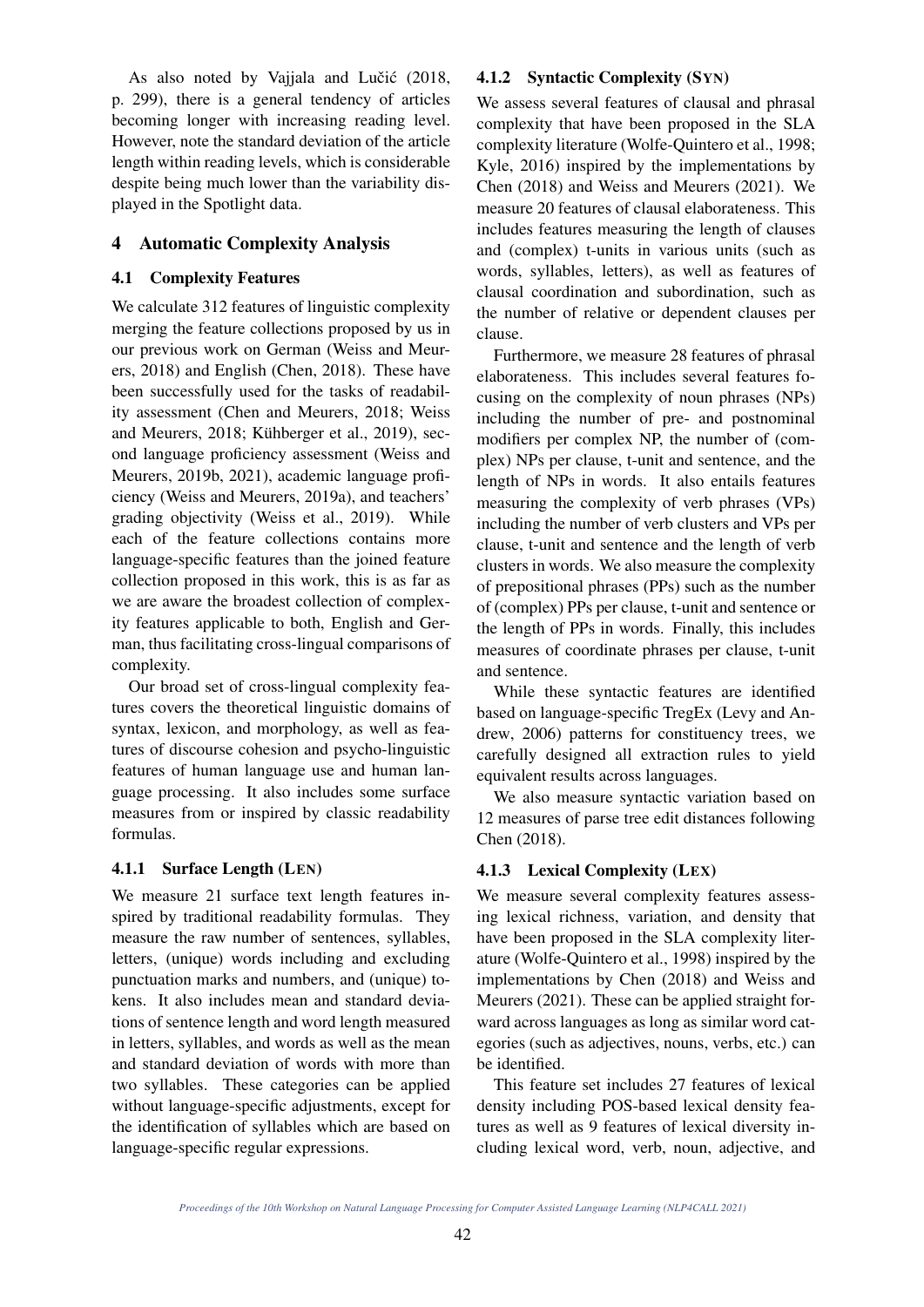As also noted by Vajjala and Lučić (2018, p. 299), there is a general tendency of articles becoming longer with increasing reading level. However, note the standard deviation of the article length within reading levels, which is considerable despite being much lower than the variability displayed in the Spotlight data.

## 4 Automatic Complexity Analysis

### 4.1 Complexity Features

We calculate 312 features of linguistic complexity merging the feature collections proposed by us in our previous work on German (Weiss and Meurers, 2018) and English (Chen, 2018). These have been successfully used for the tasks of readability assessment (Chen and Meurers, 2018; Weiss and Meurers, 2018; Kühberger et al., 2019), second language proficiency assessment (Weiss and Meurers, 2019b, 2021), academic language proficiency (Weiss and Meurers, 2019a), and teachers' grading objectivity (Weiss et al., 2019). While each of the feature collections contains more language-specific features than the joined feature collection proposed in this work, this is as far as we are aware the broadest collection of complexity features applicable to both, English and German, thus facilitating cross-lingual comparisons of complexity.

Our broad set of cross-lingual complexity features covers the theoretical linguistic domains of syntax, lexicon, and morphology, as well as features of discourse cohesion and psycho-linguistic features of human language use and human language processing. It also includes some surface measures from or inspired by classic readability formulas.

#### 4.1.1 Surface Length (LEN)

We measure 21 surface text length features inspired by traditional readability formulas. They measure the raw number of sentences, syllables, letters, (unique) words including and excluding punctuation marks and numbers, and (unique) tokens. It also includes mean and standard deviations of sentence length and word length measured in letters, syllables, and words as well as the mean and standard deviation of words with more than two syllables. These categories can be applied without language-specific adjustments, except for the identification of syllables which are based on language-specific regular expressions.

#### 4.1.2 Syntactic Complexity (SYN)

We assess several features of clausal and phrasal complexity that have been proposed in the SLA complexity literature (Wolfe-Quintero et al., 1998; Kyle, 2016) inspired by the implementations by Chen (2018) and Weiss and Meurers (2021). We measure 20 features of clausal elaborateness. This includes features measuring the length of clauses and (complex) t-units in various units (such as words, syllables, letters), as well as features of clausal coordination and subordination, such as the number of relative or dependent clauses per clause.

Furthermore, we measure 28 features of phrasal elaborateness. This includes several features focusing on the complexity of noun phrases (NPs) including the number of pre- and postnominal modifiers per complex NP, the number of (complex) NPs per clause, t-unit and sentence, and the length of NPs in words. It also entails features measuring the complexity of verb phrases (VPs) including the number of verb clusters and VPs per clause, t-unit and sentence and the length of verb clusters in words. We also measure the complexity of prepositional phrases (PPs) such as the number of (complex) PPs per clause, t-unit and sentence or the length of PPs in words. Finally, this includes measures of coordinate phrases per clause, t-unit and sentence.

While these syntactic features are identified based on language-specific TregEx (Levy and Andrew, 2006) patterns for constituency trees, we carefully designed all extraction rules to yield equivalent results across languages.

We also measure syntactic variation based on 12 measures of parse tree edit distances following Chen (2018).

#### 4.1.3 Lexical Complexity (LEX)

We measure several complexity features assessing lexical richness, variation, and density that have been proposed in the SLA complexity literature (Wolfe-Quintero et al., 1998) inspired by the implementations by Chen (2018) and Weiss and Meurers (2021). These can be applied straight forward across languages as long as similar word categories (such as adjectives, nouns, verbs, etc.) can be identified.

This feature set includes 27 features of lexical density including POS-based lexical density features as well as 9 features of lexical diversity including lexical word, verb, noun, adjective, and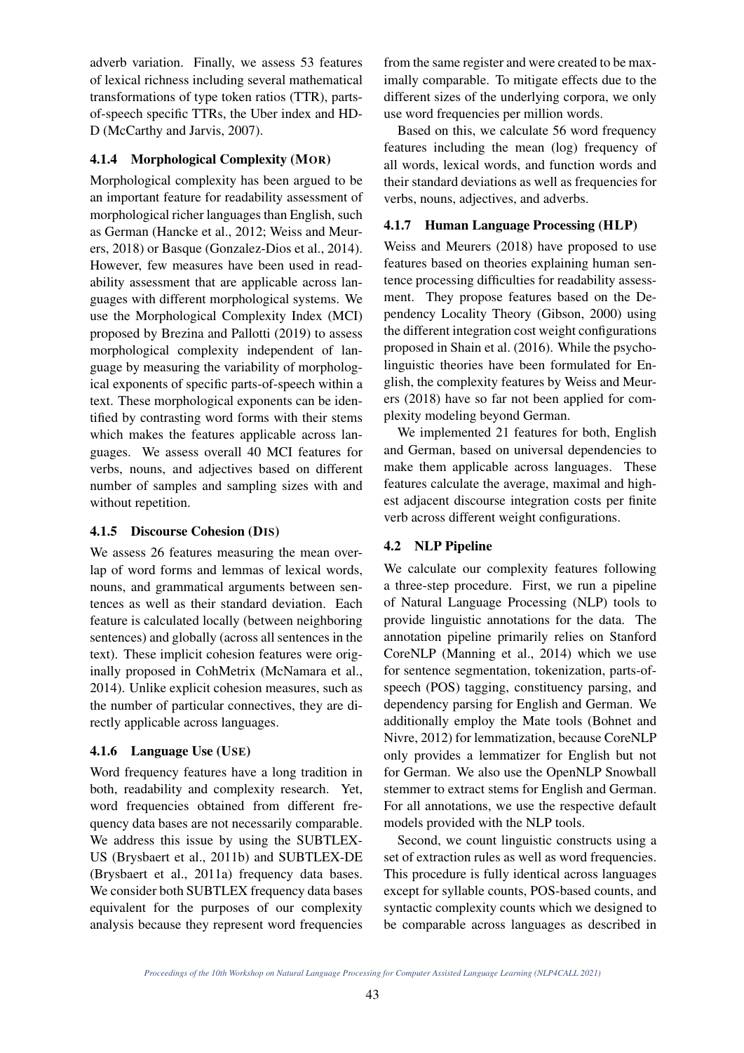adverb variation. Finally, we assess 53 features of lexical richness including several mathematical transformations of type token ratios (TTR), parts-of-speech specific TTRs, the Uber index and HD-D (McCarthy and Jarvis, 2007).

#### 4.1.4 Morphological Complexity (MOR)

Morphological complexity has been argued to be an important feature for readability assessment of morphological richer languages than English, such as German (Hancke et al., 2012; Weiss and Meurers, 2018) or Basque (Gonzalez-Dios et al., 2014). However, few measures have been used in readability assessment that are applicable across languages with different morphological systems. We use the Morphological Complexity Index (MCI) proposed by Brezina and Pallotti (2019) to assess morphological complexity independent of language by measuring the variability of morphological exponents of specific parts-of-speech within a text. These morphological exponents can be identified by contrasting word forms with their stems which makes the features applicable across languages. We assess overall 40 MCI features for verbs, nouns, and adjectives based on different number of samples and sampling sizes with and without repetition.

#### 4.1.5 Discourse Cohesion (DIS)

We assess 26 features measuring the mean overlap of word forms and lemmas of lexical words, nouns, and grammatical arguments between sentences as well as their standard deviation. Each feature is calculated locally (between neighboring sentences) and globally (across all sentences in the text). These implicit cohesion features were originally proposed in CohMetrix (McNamara et al., 2014). Unlike explicit cohesion measures, such as the number of particular connectives, they are directly applicable across languages.

#### 4.1.6 Language Use (USE)

Word frequency features have a long tradition in both, readability and complexity research. Yet, word frequencies obtained from different frequency data bases are not necessarily comparable. We address this issue by using the SUBTLEX-US (Brysbaert et al., 2011b) and SUBTLEX-DE (Brysbaert et al., 2011a) frequency data bases. We consider both SUBTLEX frequency data bases equivalent for the purposes of our complexity analysis because they represent word frequencies from the same register and were created to be maximally comparable. To mitigate effects due to the different sizes of the underlying corpora, we only use word frequencies per million words.

Based on this, we calculate 56 word frequency features including the mean (log) frequency of all words, lexical words, and function words and their standard deviations as well as frequencies for verbs, nouns, adjectives, and adverbs.

#### 4.1.7 Human Language Processing (HLP)

Weiss and Meurers (2018) have proposed to use features based on theories explaining human sentence processing difficulties for readability assessment. They propose features based on the Dependency Locality Theory (Gibson, 2000) using the different integration cost weight configurations proposed in Shain et al. (2016). While the psycholinguistic theories have been formulated for English, the complexity features by Weiss and Meurers (2018) have so far not been applied for complexity modeling beyond German.

We implemented 21 features for both, English and German, based on universal dependencies to make them applicable across languages. These features calculate the average, maximal and highest adjacent discourse integration costs per finite verb across different weight configurations.

### 4.2 NLP Pipeline

We calculate our complexity features following a three-step procedure. First, we run a pipeline of Natural Language Processing (NLP) tools to provide linguistic annotations for the data. The annotation pipeline primarily relies on Stanford CoreNLP (Manning et al., 2014) which we use for sentence segmentation, tokenization, parts-of-speech (POS) tagging, constituency parsing, and dependency parsing for English and German. We additionally employ the Mate tools (Bohnet and Nivre, 2012) for lemmatization, because CoreNLP only provides a lemmatizer for English but not for German. We also use the OpenNLP Snowball stemmer to extract stems for English and German. For all annotations, we use the respective default models provided with the NLP tools.

Second, we count linguistic constructs using a set of extraction rules as well as word frequencies. This procedure is fully identical across languages except for syllable counts, POS-based counts, and syntactic complexity counts which we designed to be comparable across languages as described in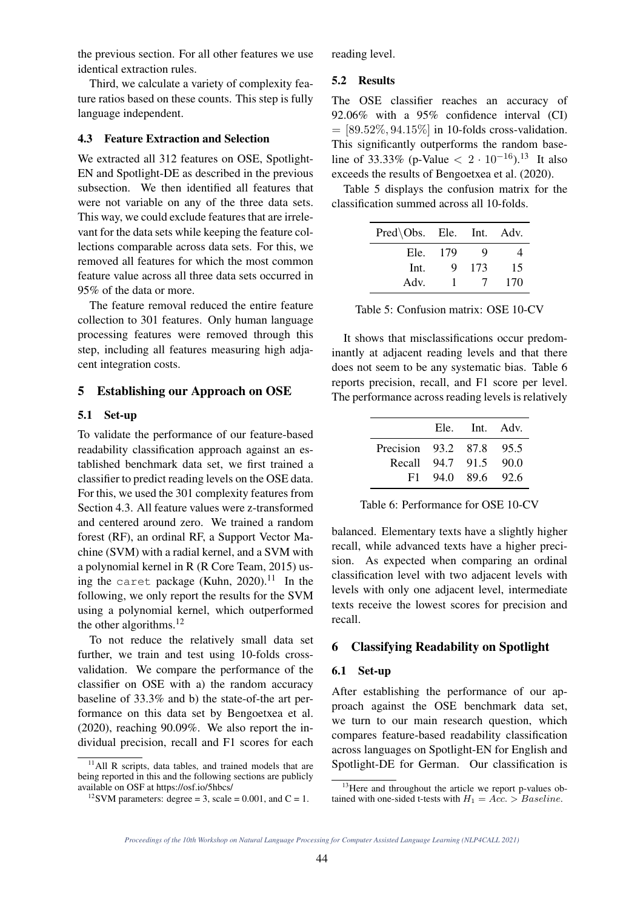the previous section. For all other features we use identical extraction rules.

Third, we calculate a variety of complexity feature ratios based on these counts. This step is fully language independent.

### 4.3 Feature Extraction and Selection

We extracted all 312 features on OSE, Spotlight-EN and Spotlight-DE as described in the previous subsection. We then identified all features that were not variable on any of the three data sets. This way, we could exclude features that are irrelevant for the data sets while keeping the feature collections comparable across data sets. For this, we removed all features for which the most common feature value across all three data sets occurred in 95% of the data or more.

The feature removal reduced the entire feature collection to 301 features. Only human language processing features were removed through this step, including all features measuring high adjacent integration costs.

## 5 Establishing our Approach on OSE

### 5.1 Set-up

To validate the performance of our feature-based readability classification approach against an established benchmark data set, we first trained a classifier to predict reading levels on the OSE data. For this, we used the 301 complexity features from Section 4.3. All feature values were z-transformed and centered around zero. We trained a random forest (RF), an ordinal RF, a Support Vector Machine (SVM) with a radial kernel, and a SVM with a polynomial kernel in R (R Core Team, 2015) using the `caret` package (Kuhn, 2020).[11] In the following, we only report the results for the SVM using a polynomial kernel, which outperformed the other algorithms.[12]

To not reduce the relatively small data set further, we train and test using 10-folds cross-validation. We compare the performance of the classifier on OSE with a) the random accuracy baseline of 33.3% and b) the state-of-the art performance on this data set by Bengoetxea et al. (2020), reaching 90.09%. We also report the individual precision, recall and F1 scores for each reading level.

### 5.2 Results

The OSE classifier reaches an accuracy of 92.06% with a 95% confidence interval (CI) $= [89.52\%, 94.15\%]$ in 10-folds cross-validation. This significantly outperforms the random baseline of 33.33% (p-Value $< 2 \cdot 10^{-16}$).[13] It also exceeds the results of Bengoetxea et al. (2020).

Table 5 displays the confusion matrix for the classification summed across all 10-folds.

| Pred\Obs. | Ele. | Int. | Adv. |
|---|---|---|---|
| Ele. | 179 | 9 | 4 |
| Int. | 9 | 173 | 15 |
| Adv. | 1 | 7 | 170 |

Table 5: Confusion matrix: OSE 10-CV

It shows that misclassifications occur predominantly at adjacent reading levels and that there does not seem to be any systematic bias. Table 6 reports precision, recall, and F1 score per level. The performance across reading levels is relatively balanced. Elementary texts have a slightly higher recall, while advanced texts have a higher precision. As expected when comparing an ordinal classification level with two adjacent levels with levels with only one adjacent level, intermediate texts receive the lowest scores for precision and recall.

| | Ele. | Int. | Adv. |
|---|---|---|---|
| Precision | 93.2 | 87.8 | 95.5 |
| Recall | 94.7 | 91.5 | 90.0 |
| F1 | 94.0 | 89.6 | 92.6 |

Table 6: Performance for OSE 10-CV

## 6 Classifying Readability on Spotlight

### 6.1 Set-up

After establishing the performance of our approach against the OSE benchmark data set, we turn to our main research question, which compares feature-based readability classification across languages on Spotlight-EN for English and Spotlight-DE for German. Our classification is

[11] All R scripts, data tables, and trained models that are being reported in this and the following sections are publicly available on OSF at https://osf.io/5hbcs/

[12] SVM parameters: degree = 3, scale = 0.001, and C = 1.

[13] Here and throughout the article we report p-values obtained with one-sided t-tests with $H_1 = Acc. > Baseline$.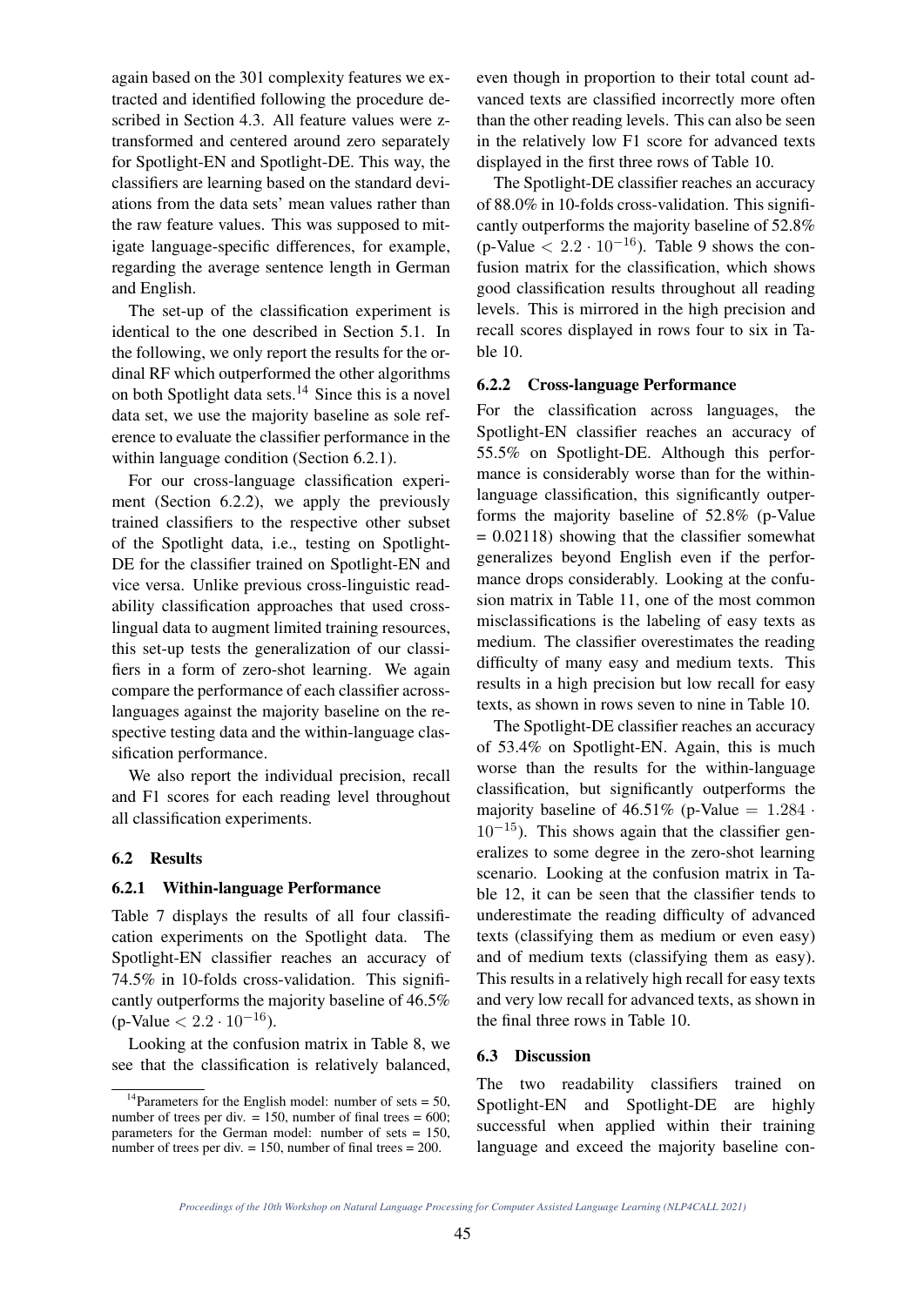again based on the 301 complexity features we extracted and identified following the procedure described in Section 4.3. All feature values were z-transformed and centered around zero separately for Spotlight-EN and Spotlight-DE. This way, the classifiers are learning based on the standard deviations from the data sets' mean values rather than the raw feature values. This was supposed to mitigate language-specific differences, for example, regarding the average sentence length in German and English.

The set-up of the classification experiment is identical to the one described in Section 5.1. In the following, we only report the results for the ordinal RF which outperformed the other algorithms on both Spotlight data sets.[14] Since this is a novel data set, we use the majority baseline as sole reference to evaluate the classifier performance in the within language condition (Section 6.2.1).

For our cross-language classification experiment (Section 6.2.2), we apply the previously trained classifiers to the respective other subset of the Spotlight data, i.e., testing on Spotlight-DE for the classifier trained on Spotlight-EN and vice versa. Unlike previous cross-linguistic readability classification approaches that used cross-lingual data to augment limited training resources, this set-up tests the generalization of our classifiers in a form of zero-shot learning. We again compare the performance of each classifier across-languages against the majority baseline on the respective testing data and the within-language classification performance.

We also report the individual precision, recall and F1 scores for each reading level throughout all classification experiments.

## 6.2 Results

### 6.2.1 Within-language Performance

Table 7 displays the results of all four classification experiments on the Spotlight data. The Spotlight-EN classifier reaches an accuracy of 74.5% in 10-folds cross-validation. This significantly outperforms the majority baseline of 46.5% (p-Value $< 2.2 \cdot 10^{-16}$).

Looking at the confusion matrix in Table 8, we see that the classification is relatively balanced, even though in proportion to their total count advanced texts are classified incorrectly more often than the other reading levels. This can also be seen in the relatively low F1 score for advanced texts displayed in the first three rows of Table 10.

The Spotlight-DE classifier reaches an accuracy of 88.0% in 10-folds cross-validation. This significantly outperforms the majority baseline of 52.8% (p-Value $< 2.2 \cdot 10^{-16}$). Table 9 shows the confusion matrix for the classification, which shows good classification results throughout all reading levels. This is mirrored in the high precision and recall scores displayed in rows four to six in Table 10.

### 6.2.2 Cross-language Performance

For the classification across languages, the Spotlight-EN classifier reaches an accuracy of 55.5% on Spotlight-DE. Although this performance is considerably worse than for the within-language classification, this significantly outperforms the majority baseline of 52.8% (p-Value = 0.02118) showing that the classifier somewhat generalizes beyond English even if the performance drops considerably. Looking at the confusion matrix in Table 11, one of the most common misclassifications is the labeling of easy texts as medium. The classifier overestimates the reading difficulty of many easy and medium texts. This results in a high precision but low recall for easy texts, as shown in rows seven to nine in Table 10.

The Spotlight-DE classifier reaches an accuracy of 53.4% on Spotlight-EN. Again, this is much worse than the results for the within-language classification, but significantly outperforms the majority baseline of 46.51% (p-Value $= 1.284 \cdot 10^{-15}$). This shows again that the classifier generalizes to some degree in the zero-shot learning scenario. Looking at the confusion matrix in Table 12, it can be seen that the classifier tends to underestimate the reading difficulty of advanced texts (classifying them as medium or even easy) and of medium texts (classifying them as easy). This results in a relatively high recall for easy texts and very low recall for advanced texts, as shown in the final three rows in Table 10.

## 6.3 Discussion

The two readability classifiers trained on Spotlight-EN and Spotlight-DE are highly successful when applied within their training language and exceed the majority baseline con-

[14] Parameters for the English model: number of sets = 50, number of trees per div. = 150, number of final trees = 600; parameters for the German model: number of sets = 150, number of trees per div. = 150, number of final trees = 200.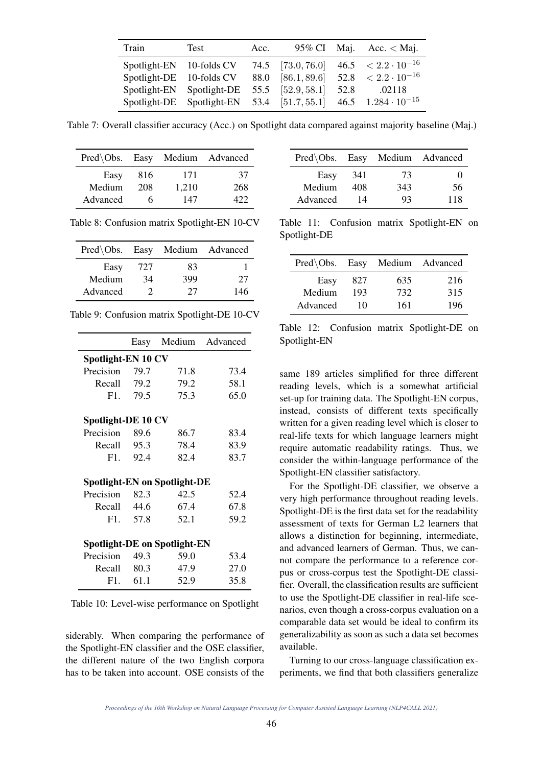| Train | Test | Acc. | 95% CI | Maj. | Acc. < Maj. |
|---|---|---|---|---|---|
| Spotlight-EN | 10-folds CV | 74.5 | $[73.0, 76.0]$ | 46.5 | $< 2.2 \cdot 10^{-16}$ |
| Spotlight-DE | 10-folds CV | 88.0 | $[86.1, 89.6]$ | 52.8 | $< 2.2 \cdot 10^{-16}$ |
| Spotlight-EN | Spotlight-DE | 55.5 | $[52.9, 58.1]$ | 52.8 | .02118 |
| Spotlight-DE | Spotlight-EN | 53.4 | $[51.7, 55.1]$ | 46.5 | $1.284 \cdot 10^{-15}$ |

Table 7: Overall classifier accuracy (Acc.) on Spotlight data compared against majority baseline (Maj.)

| Pred\Obs. | Easy | Medium | Advanced |
|---|---|---|---|
| Easy | 816 | 171 | 37 |
| Medium | 208 | 1,210 | 268 |
| Advanced | 6 | 147 | 422 |

Table 8: Confusion matrix Spotlight-EN 10-CV

| Pred\Obs. | Easy | Medium | Advanced |
|---|---|---|---|
| Easy | 727 | 83 | 1 |
| Medium | 34 | 399 | 27 |
| Advanced | 2 | 27 | 146 |

Table 9: Confusion matrix Spotlight-DE 10-CV

| | Easy | Medium | Advanced |
|---|---|---|---|
| **Spotlight-EN 10 CV** | | | |
| Precision | 79.7 | 71.8 | 73.4 |
| Recall | 79.2 | 79.2 | 58.1 |
| F1. | 79.5 | 75.3 | 65.0 |
| **Spotlight-DE 10 CV** | | | |
| Precision | 89.6 | 86.7 | 83.4 |
| Recall | 95.3 | 78.4 | 83.9 |
| F1. | 92.4 | 82.4 | 83.7 |
| **Spotlight-EN on Spotlight-DE** | | | |
| Precision | 82.3 | 42.5 | 52.4 |
| Recall | 44.6 | 67.4 | 67.8 |
| F1. | 57.8 | 52.1 | 59.2 |
| **Spotlight-DE on Spotlight-EN** | | | |
| Precision | 49.3 | 59.0 | 53.4 |
| Recall | 80.3 | 47.9 | 27.0 |
| F1. | 61.1 | 52.9 | 35.8 |

Table 10: Level-wise performance on Spotlight

| Pred\Obs. | Easy | Medium | Advanced |
|---|---|---|---|
| Easy | 341 | 73 | 0 |
| Medium | 408 | 343 | 56 |
| Advanced | 14 | 93 | 118 |

Table 11: Confusion matrix Spotlight-EN on Spotlight-DE

| Pred\Obs. | Easy | Medium | Advanced |
|---|---|---|---|
| Easy | 827 | 635 | 216 |
| Medium | 193 | 732 | 315 |
| Advanced | 10 | 161 | 196 |

Table 12: Confusion matrix Spotlight-DE on Spotlight-EN

siderably. When comparing the performance of the Spotlight-EN classifier and the OSE classifier, the different nature of the two English corpora has to be taken into account. OSE consists of the same 189 articles simplified for three different reading levels, which is a somewhat artificial set-up for training data. The Spotlight-EN corpus, instead, consists of different texts specifically written for a given reading level which is closer to real-life texts for which language learners might require automatic readability ratings. Thus, we consider the within-language performance of the Spotlight-EN classifier satisfactory.

For the Spotlight-DE classifier, we observe a very high performance throughout reading levels. Spotlight-DE is the first data set for the readability assessment of texts for German L2 learners that allows a distinction for beginning, intermediate, and advanced learners of German. Thus, we cannot compare the performance to a reference corpus or cross-corpus test the Spotlight-DE classifier. Overall, the classification results are sufficient to use the Spotlight-DE classifier in real-life scenarios, even though a cross-corpus evaluation on a comparable data set would be ideal to confirm its generalizability as soon as such a data set becomes available.

Turning to our cross-language classification experiments, we find that both classifiers generalize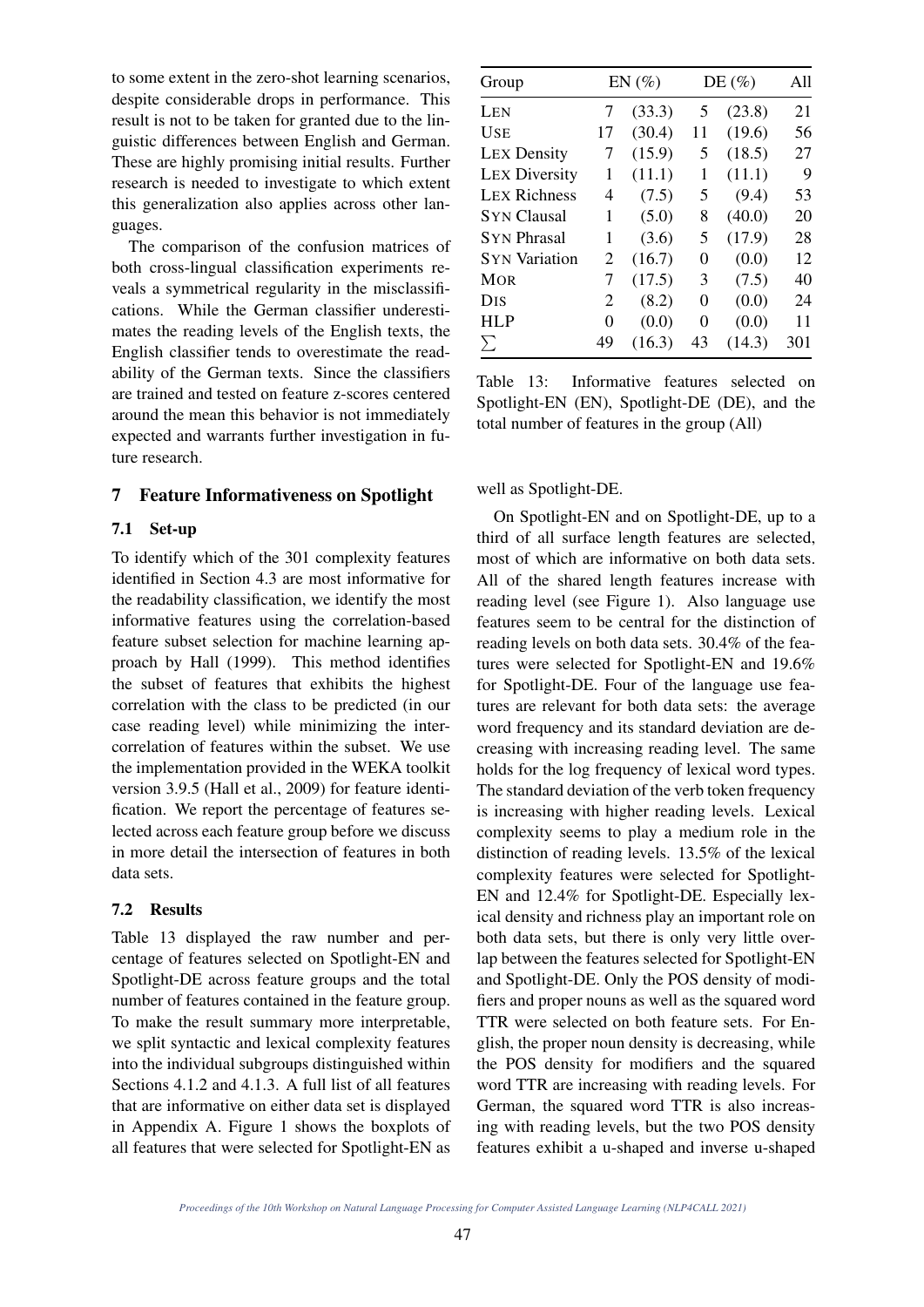to some extent in the zero-shot learning scenarios, despite considerable drops in performance. This result is not to be taken for granted due to the linguistic differences between English and German. These are highly promising initial results. Further research is needed to investigate to which extent this generalization also applies across other languages.

The comparison of the confusion matrices of both cross-lingual classification experiments reveals a symmetrical regularity in the misclassifications. While the German classifier underestimates the reading levels of the English texts, the English classifier tends to overestimate the readability of the German texts. Since the classifiers are trained and tested on feature z-scores centered around the mean this behavior is not immediately expected and warrants further investigation in future research.

## 7 Feature Informativeness on Spotlight

### 7.1 Set-up

To identify which of the 301 complexity features identified in Section 4.3 are most informative for the readability classification, we identify the most informative features using the correlation-based feature subset selection for machine learning approach by Hall (1999). This method identifies the subset of features that exhibits the highest correlation with the class to be predicted (in our case reading level) while minimizing the intercorrelation of features within the subset. We use the implementation provided in the WEKA toolkit version 3.9.5 (Hall et al., 2009) for feature identification. We report the percentage of features selected across each feature group before we discuss in more detail the intersection of features in both data sets.

### 7.2 Results

Table 13 displayed the raw number and percentage of features selected on Spotlight-EN and Spotlight-DE across feature groups and the total number of features contained in the feature group. To make the result summary more interpretable, we split syntactic and lexical complexity features into the individual subgroups distinguished within Sections 4.1.2 and 4.1.3. A full list of all features that are informative on either data set is displayed in Appendix A. Figure 1 shows the boxplots of all features that were selected for Spotlight-EN as well as Spotlight-DE.

| Group | EN (%) | | DE (%) | | All |
|---|---|---|---|---|---|
| LEN | 7 | (33.3) | 5 | (23.8) | 21 |
| USE | 17 | (30.4) | 11 | (19.6) | 56 |
| LEX Density | 7 | (15.9) | 5 | (18.5) | 27 |
| LEX Diversity | 1 | (11.1) | 1 | (11.1) | 9 |
| LEX Richness | 4 | (7.5) | 5 | (9.4) | 53 |
| SYN Clausal | 1 | (5.0) | 8 | (40.0) | 20 |
| SYN Phrasal | 1 | (3.6) | 5 | (17.9) | 28 |
| SYN Variation | 2 | (16.7) | 0 | (0.0) | 12 |
| MOR | 7 | (17.5) | 3 | (7.5) | 40 |
| DIS | 2 | (8.2) | 0 | (0.0) | 24 |
| HLP | 0 | (0.0) | 0 | (0.0) | 11 |
| $\sum$ | 49 | (16.3) | 43 | (14.3) | 301 |

Table 13: Informative features selected on Spotlight-EN (EN), Spotlight-DE (DE), and the total number of features in the group (All)

On Spotlight-EN and on Spotlight-DE, up to a third of all surface length features are selected, most of which are informative on both data sets. All of the shared length features increase with reading level (see Figure 1). Also language use features seem to be central for the distinction of reading levels on both data sets. 30.4% of the features were selected for Spotlight-EN and 19.6% for Spotlight-DE. Four of the language use features are relevant for both data sets: the average word frequency and its standard deviation are decreasing with increasing reading level. The same holds for the log frequency of lexical word types. The standard deviation of the verb token frequency is increasing with higher reading levels. Lexical complexity seems to play a medium role in the distinction of reading levels. 13.5% of the lexical complexity features were selected for Spotlight-EN and 12.4% for Spotlight-DE. Especially lexical density and richness play an important role on both data sets, but there is only very little overlap between the features selected for Spotlight-EN and Spotlight-DE. Only the POS density of modifiers and proper nouns as well as the squared word TTR were selected on both feature sets. For English, the proper noun density is decreasing, while the POS density for modifiers and the squared word TTR are increasing with reading levels. For German, the squared word TTR is also increasing with reading levels, but the two POS density features exhibit a u-shaped and inverse u-shaped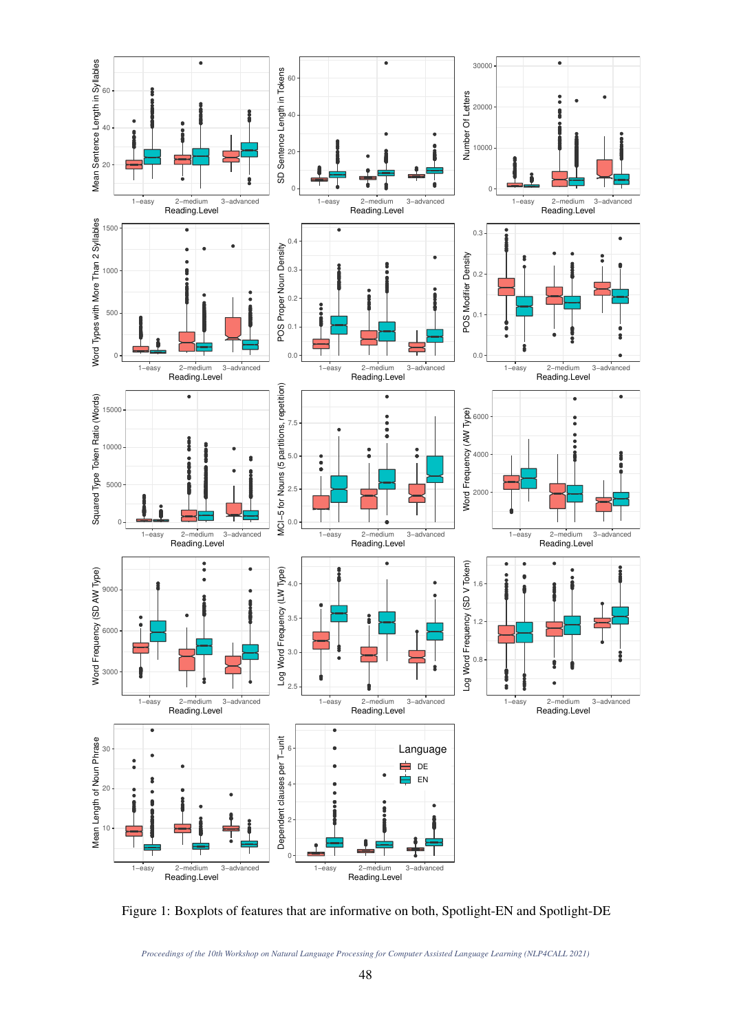Figure 1: Boxplots of features that are informative on both, Spotlight-EN and Spotlight-DE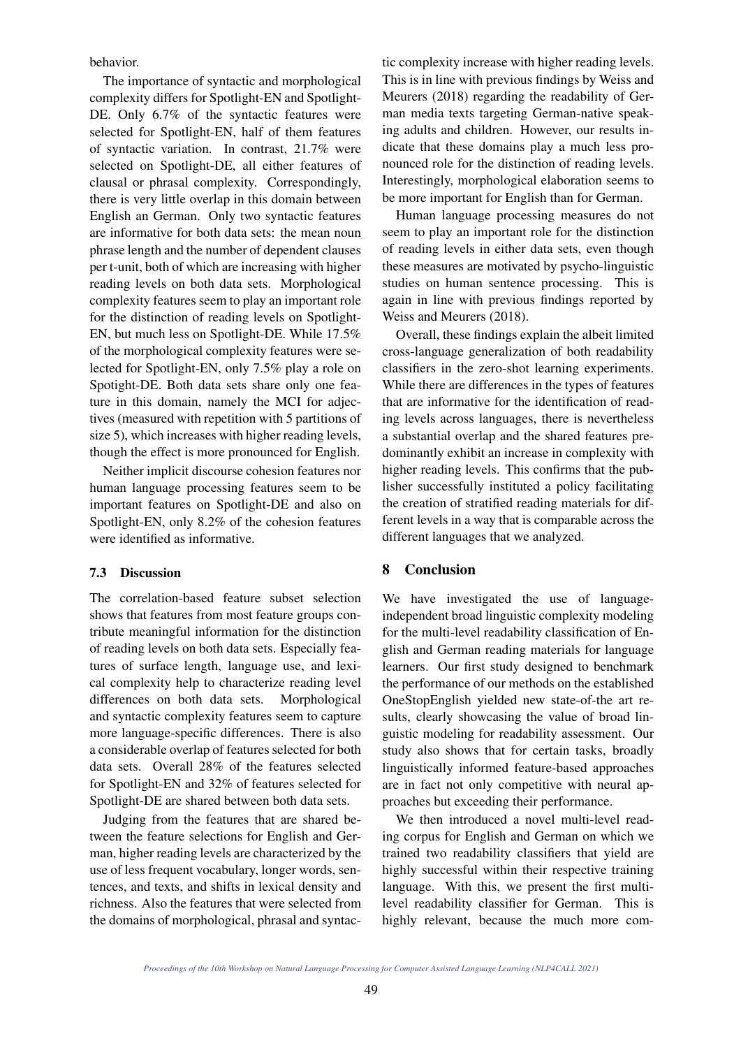behavior.

The importance of syntactic and morphological complexity differs for Spotlight-EN and Spotlight-DE. Only 6.7% of the syntactic features were selected for Spotlight-EN, half of them features of syntactic variation. In contrast, 21.7% were selected on Spotlight-DE, all either features of clausal or phrasal complexity. Correspondingly, there is very little overlap in this domain between English an German. Only two syntactic features are informative for both data sets: the mean noun phrase length and the number of dependent clauses per t-unit, both of which are increasing with higher reading levels on both data sets. Morphological complexity features seem to play an important role for the distinction of reading levels on Spotlight-EN, but much less on Spotlight-DE. While 17.5% of the morphological complexity features were selected for Spotlight-EN, only 7.5% play a role on Spotight-DE. Both data sets share only one feature in this domain, namely the MCI for adjectives (measured with repetition with 5 partitions of size 5), which increases with higher reading levels, though the effect is more pronounced for English.

Neither implicit discourse cohesion features nor human language processing features seem to be important features on Spotlight-DE and also on Spotlight-EN, only 8.2% of the cohesion features were identified as informative.

### 7.3 Discussion

The correlation-based feature subset selection shows that features from most feature groups contribute meaningful information for the distinction of reading levels on both data sets. Especially features of surface length, language use, and lexical complexity help to characterize reading level differences on both data sets. Morphological and syntactic complexity features seem to capture more language-specific differences. There is also a considerable overlap of features selected for both data sets. Overall 28% of the features selected for Spotlight-EN and 32% of features selected for Spotlight-DE are shared between both data sets.

Judging from the features that are shared between the feature selections for English and German, higher reading levels are characterized by the use of less frequent vocabulary, longer words, sentences, and texts, and shifts in lexical density and richness. Also the features that were selected from the domains of morphological, phrasal and syntactic complexity increase with higher reading levels. This is in line with previous findings by Weiss and Meurers (2018) regarding the readability of German media texts targeting German-native speaking adults and children. However, our results indicate that these domains play a much less pronounced role for the distinction of reading levels. Interestingly, morphological elaboration seems to be more important for English than for German.

Human language processing measures do not seem to play an important role for the distinction of reading levels in either data sets, even though these measures are motivated by psycho-linguistic studies on human sentence processing. This is again in line with previous findings reported by Weiss and Meurers (2018).

Overall, these findings explain the albeit limited cross-language generalization of both readability classifiers in the zero-shot learning experiments. While there are differences in the types of features that are informative for the identification of reading levels across languages, there is nevertheless a substantial overlap and the shared features predominantly exhibit an increase in complexity with higher reading levels. This confirms that the publisher successfully instituted a policy facilitating the creation of stratified reading materials for different levels in a way that is comparable across the different languages that we analyzed.

## 8 Conclusion

We have investigated the use of language-independent broad linguistic complexity modeling for the multi-level readability classification of English and German reading materials for language learners. Our first study designed to benchmark the performance of our methods on the established OneStopEnglish yielded new state-of-the art results, clearly showcasing the value of broad linguistic modeling for readability assessment. Our study also shows that for certain tasks, broadly linguistically informed feature-based approaches are in fact not only competitive with neural approaches but exceeding their performance.

We then introduced a novel multi-level reading corpus for English and German on which we trained two readability classifiers that yield are highly successful within their respective training language. With this, we present the first multi-level readability classifier for German. This is highly relevant, because the much more com-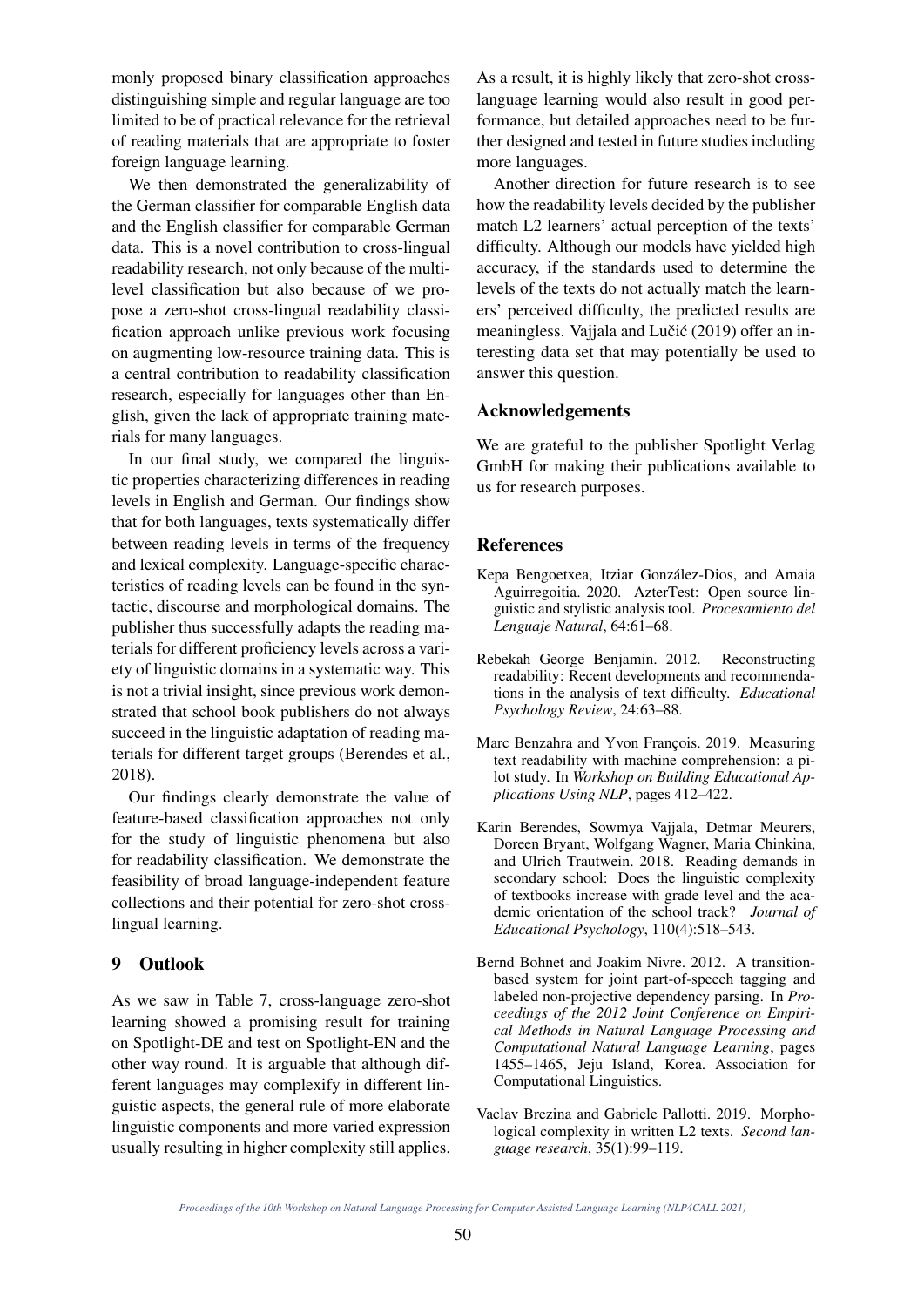monly proposed binary classification approaches distinguishing simple and regular language are too limited to be of practical relevance for the retrieval of reading materials that are appropriate to foster foreign language learning.

We then demonstrated the generalizability of the German classifier for comparable English data and the English classifier for comparable German data. This is a novel contribution to cross-lingual readability research, not only because of the multi-level classification but also because of we propose a zero-shot cross-lingual readability classification approach unlike previous work focusing on augmenting low-resource training data. This is a central contribution to readability classification research, especially for languages other than English, given the lack of appropriate training materials for many languages.

In our final study, we compared the linguistic properties characterizing differences in reading levels in English and German. Our findings show that for both languages, texts systematically differ between reading levels in terms of the frequency and lexical complexity. Language-specific characteristics of reading levels can be found in the syntactic, discourse and morphological domains. The publisher thus successfully adapts the reading materials for different proficiency levels across a variety of linguistic domains in a systematic way. This is not a trivial insight, since previous work demonstrated that school book publishers do not always succeed in the linguistic adaptation of reading materials for different target groups (Berendes et al., 2018).

Our findings clearly demonstrate the value of feature-based classification approaches not only for the study of linguistic phenomena but also for readability classification. We demonstrate the feasibility of broad language-independent feature collections and their potential for zero-shot cross-lingual learning.

## 9 Outlook

As we saw in Table 7, cross-language zero-shot learning showed a promising result for training on Spotlight-DE and test on Spotlight-EN and the other way round. It is arguable that although different languages may complexify in different linguistic aspects, the general rule of more elaborate linguistic components and more varied expression usually resulting in higher complexity still applies. As a result, it is highly likely that zero-shot cross-language learning would also result in good performance, but detailed approaches need to be further designed and tested in future studies including more languages.

Another direction for future research is to see how the readability levels decided by the publisher match L2 learners' actual perception of the texts' difficulty. Although our models have yielded high accuracy, if the standards used to determine the levels of the texts do not actually match the learners' perceived difficulty, the predicted results are meaningless. Vajjala and Lučić (2019) offer an interesting data set that may potentially be used to answer this question.

## Acknowledgements

We are grateful to the publisher Spotlight Verlag GmbH for making their publications available to us for research purposes.

## References

Kepa Bengoetxea, Itziar González-Dios, and Amaia Aguirregoitia. 2020. AzterTest: Open source linguistic and stylistic analysis tool. *Procesamiento del Lenguaje Natural*, 64:61–68.

Rebekah George Benjamin. 2012. Reconstructing readability: Recent developments and recommendations in the analysis of text difficulty. *Educational Psychology Review*, 24:63–88.

Marc Benzahra and Yvon François. 2019. Measuring text readability with machine comprehension: a pilot study. In *Workshop on Building Educational Applications Using NLP*, pages 412–422.

Karin Berendes, Sowmya Vajjala, Detmar Meurers, Doreen Bryant, Wolfgang Wagner, Maria Chinkina, and Ulrich Trautwein. 2018. Reading demands in secondary school: Does the linguistic complexity of textbooks increase with grade level and the academic orientation of the school track? *Journal of Educational Psychology*, 110(4):518–543.

Bernd Bohnet and Joakim Nivre. 2012. A transition-based system for joint part-of-speech tagging and labeled non-projective dependency parsing. In *Proceedings of the 2012 Joint Conference on Empirical Methods in Natural Language Processing and Computational Natural Language Learning*, pages 1455–1465, Jeju Island, Korea. Association for Computational Linguistics.

Vaclav Brezina and Gabriele Pallotti. 2019. Morphological complexity in written L2 texts. *Second language research*, 35(1):99–119.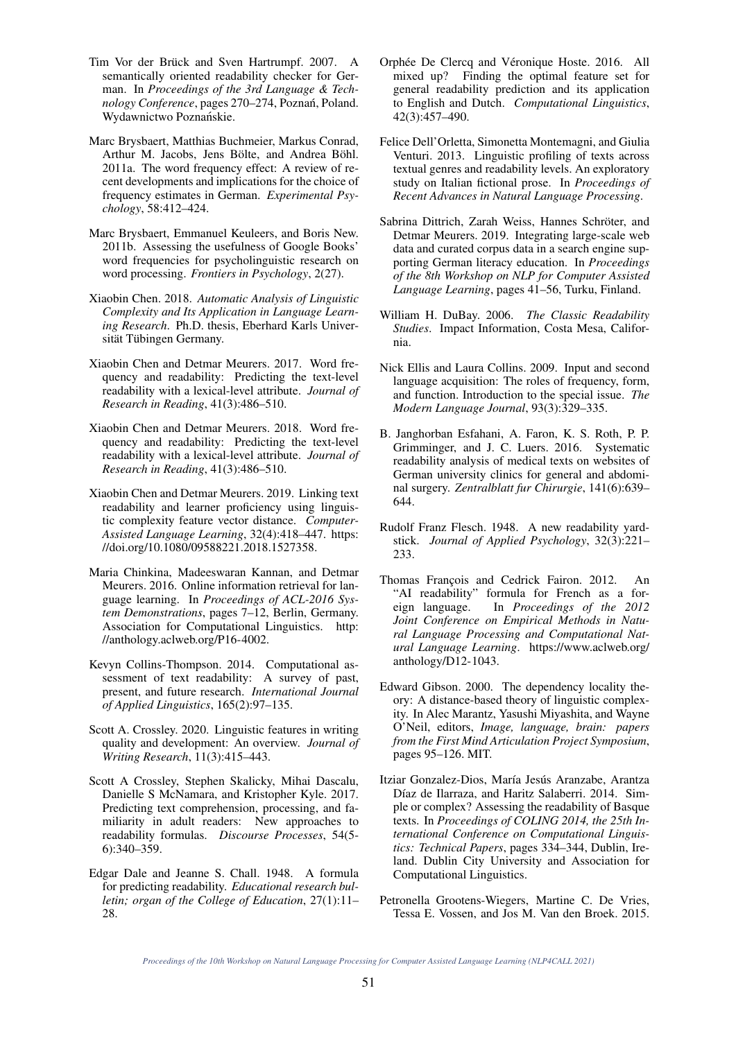Tim Vor der Brück and Sven Hartrumpf. 2007. A semantically oriented readability checker for German. In *Proceedings of the 3rd Language & Technology Conference*, pages 270–274, Poznań, Poland. Wydawnictwo Poznańskie.

Marc Brysbaert, Matthias Buchmeier, Markus Conrad, Arthur M. Jacobs, Jens Bölte, and Andrea Böhl. 2011a. The word frequency effect: A review of recent developments and implications for the choice of frequency estimates in German. *Experimental Psychology*, 58:412–424.

Marc Brysbaert, Emmanuel Keuleers, and Boris New. 2011b. Assessing the usefulness of Google Books' word frequencies for psycholinguistic research on word processing. *Frontiers in Psychology*, 2(27).

Xiaobin Chen. 2018. *Automatic Analysis of Linguistic Complexity and Its Application in Language Learning Research*. Ph.D. thesis, Eberhard Karls Universität Tübingen Germany.

Xiaobin Chen and Detmar Meurers. 2017. Word frequency and readability: Predicting the text-level readability with a lexical-level attribute. *Journal of Research in Reading*, 41(3):486–510.

Xiaobin Chen and Detmar Meurers. 2018. Word frequency and readability: Predicting the text-level readability with a lexical-level attribute. *Journal of Research in Reading*, 41(3):486–510.

Xiaobin Chen and Detmar Meurers. 2019. Linking text readability and learner proficiency using linguistic complexity feature vector distance. *Computer-Assisted Language Learning*, 32(4):418–447. https://doi.org/10.1080/09588221.2018.1527358.

Maria Chinkina, Madeeswaran Kannan, and Detmar Meurers. 2016. Online information retrieval for language learning. In *Proceedings of ACL-2016 System Demonstrations*, pages 7–12, Berlin, Germany. Association for Computational Linguistics. http://anthology.aclweb.org/P16-4002.

Kevyn Collins-Thompson. 2014. Computational assessment of text readability: A survey of past, present, and future research. *International Journal of Applied Linguistics*, 165(2):97–135.

Scott A. Crossley. 2020. Linguistic features in writing quality and development: An overview. *Journal of Writing Research*, 11(3):415–443.

Scott A Crossley, Stephen Skalicky, Mihai Dascalu, Danielle S McNamara, and Kristopher Kyle. 2017. Predicting text comprehension, processing, and familiarity in adult readers: New approaches to readability formulas. *Discourse Processes*, 54(5-6):340–359.

Edgar Dale and Jeanne S. Chall. 1948. A formula for predicting readability. *Educational research bulletin; organ of the College of Education*, 27(1):11–28.

Orphée De Clercq and Véronique Hoste. 2016. All mixed up? Finding the optimal feature set for general readability prediction and its application to English and Dutch. *Computational Linguistics*, 42(3):457–490.

Felice Dell'Orletta, Simonetta Montemagni, and Giulia Venturi. 2013. Linguistic profiling of texts across textual genres and readability levels. An exploratory study on Italian fictional prose. In *Proceedings of Recent Advances in Natural Language Processing*.

Sabrina Dittrich, Zarah Weiss, Hannes Schröter, and Detmar Meurers. 2019. Integrating large-scale web data and curated corpus data in a search engine supporting German literacy education. In *Proceedings of the 8th Workshop on NLP for Computer Assisted Language Learning*, pages 41–56, Turku, Finland.

William H. DuBay. 2006. *The Classic Readability Studies*. Impact Information, Costa Mesa, California.

Nick Ellis and Laura Collins. 2009. Input and second language acquisition: The roles of frequency, form, and function. Introduction to the special issue. *The Modern Language Journal*, 93(3):329–335.

B. Janghorban Esfahani, A. Faron, K. S. Roth, P. P. Grimminger, and J. C. Luers. 2016. Systematic readability analysis of medical texts on websites of German university clinics for general and abdominal surgery. *Zentralblatt fur Chirurgie*, 141(6):639–644.

Rudolf Franz Flesch. 1948. A new readability yardstick. *Journal of Applied Psychology*, 32(3):221–233.

Thomas François and Cedrick Fairon. 2012. An "AI readability" formula for French as a foreign language. In *Proceedings of the 2012 Joint Conference on Empirical Methods in Natural Language Processing and Computational Natural Language Learning*. https://www.aclweb.org/anthology/D12-1043.

Edward Gibson. 2000. The dependency locality theory: A distance-based theory of linguistic complexity. In Alec Marantz, Yasushi Miyashita, and Wayne O'Neil, editors, *Image, language, brain: papers from the First Mind Articulation Project Symposium*, pages 95–126. MIT.

Itziar Gonzalez-Dios, María Jesús Aranzabe, Arantza Díaz de Ilarraza, and Haritz Salaberri. 2014. Simple or complex? Assessing the readability of Basque texts. In *Proceedings of COLING 2014, the 25th International Conference on Computational Linguistics: Technical Papers*, pages 334–344, Dublin, Ireland. Dublin City University and Association for Computational Linguistics.

Petronella Grootens-Wiegers, Martine C. De Vries, Tessa E. Vossen, and Jos M. Van den Broek. 2015.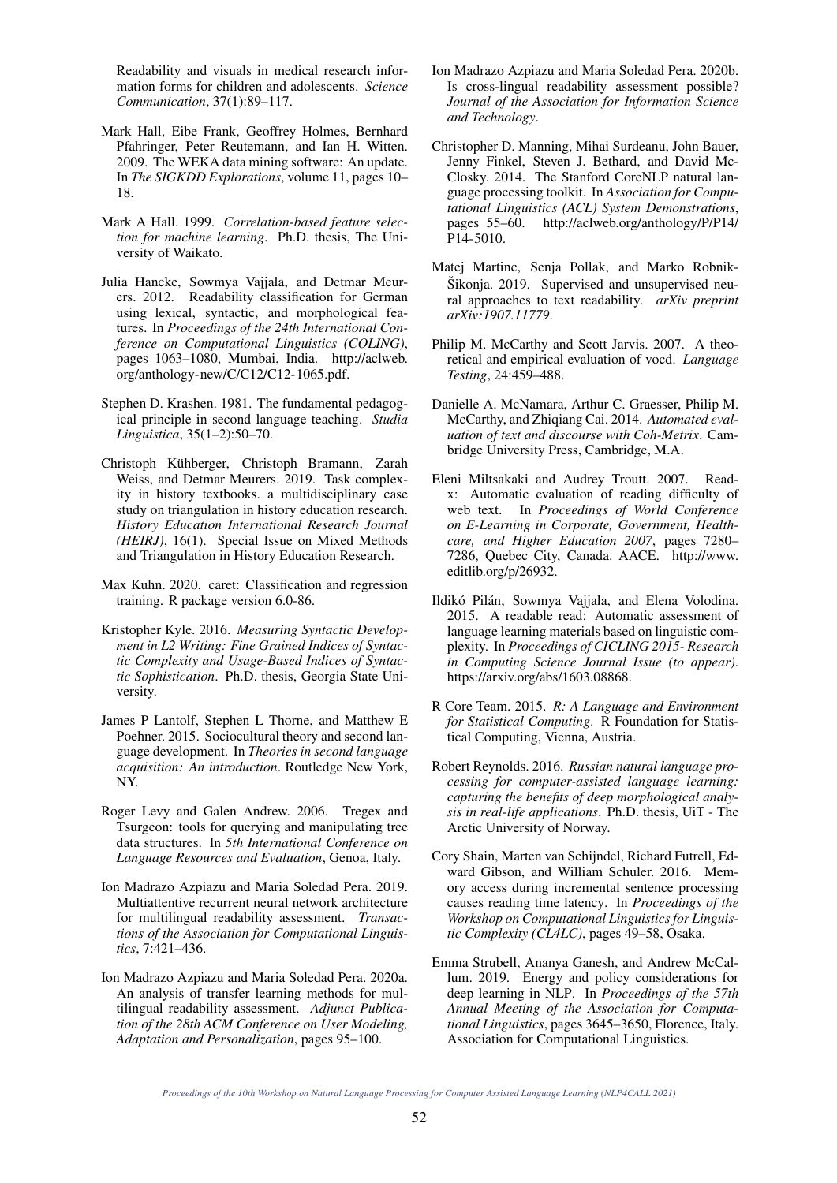Readability and visuals in medical research information forms for children and adolescents. *Science Communication*, 37(1):89–117.

Mark Hall, Eibe Frank, Geoffrey Holmes, Bernhard Pfahringer, Peter Reutemann, and Ian H. Witten. 2009. The WEKA data mining software: An update. In *The SIGKDD Explorations*, volume 11, pages 10–18.

Mark A Hall. 1999. *Correlation-based feature selection for machine learning*. Ph.D. thesis, The University of Waikato.

Julia Hancke, Sowmya Vajjala, and Detmar Meurers. 2012. Readability classification for German using lexical, syntactic, and morphological features. In *Proceedings of the 24th International Conference on Computational Linguistics (COLING)*, pages 1063–1080, Mumbai, India. http://aclweb.org/anthology-new/C/C12/C12-1065.pdf.

Stephen D. Krashen. 1981. The fundamental pedagogical principle in second language teaching. *Studia Linguistica*, 35(1–2):50–70.

Christoph Kühberger, Christoph Bramann, Zarah Weiss, and Detmar Meurers. 2019. Task complexity in history textbooks. a multidisciplinary case study on triangulation in history education research. *History Education International Research Journal (HEIRJ)*, 16(1). Special Issue on Mixed Methods and Triangulation in History Education Research.

Max Kuhn. 2020. caret: Classification and regression training. R package version 6.0-86.

Kristopher Kyle. 2016. *Measuring Syntactic Development in L2 Writing: Fine Grained Indices of Syntactic Complexity and Usage-Based Indices of Syntactic Sophistication*. Ph.D. thesis, Georgia State University.

James P Lantolf, Stephen L Thorne, and Matthew E Poehner. 2015. Sociocultural theory and second language development. In *Theories in second language acquisition: An introduction*. Routledge New York, NY.

Roger Levy and Galen Andrew. 2006. Tregex and Tsurgeon: tools for querying and manipulating tree data structures. In *5th International Conference on Language Resources and Evaluation*, Genoa, Italy.

Ion Madrazo Azpiazu and Maria Soledad Pera. 2019. Multiattentive recurrent neural network architecture for multilingual readability assessment. *Transactions of the Association for Computational Linguistics*, 7:421–436.

Ion Madrazo Azpiazu and Maria Soledad Pera. 2020a. An analysis of transfer learning methods for multilingual readability assessment. *Adjunct Publication of the 28th ACM Conference on User Modeling, Adaptation and Personalization*, pages 95–100.

Ion Madrazo Azpiazu and Maria Soledad Pera. 2020b. Is cross-lingual readability assessment possible? *Journal of the Association for Information Science and Technology*.

Christopher D. Manning, Mihai Surdeanu, John Bauer, Jenny Finkel, Steven J. Bethard, and David McClosky. 2014. The Stanford CoreNLP natural language processing toolkit. In *Association for Computational Linguistics (ACL) System Demonstrations*, pages 55–60. http://aclweb.org/anthology/P/P14/P14-5010.

Matej Martinc, Senja Pollak, and Marko Robnik-Šikonja. 2019. Supervised and unsupervised neural approaches to text readability. *arXiv preprint arXiv:1907.11779*.

Philip M. McCarthy and Scott Jarvis. 2007. A theoretical and empirical evaluation of vocd. *Language Testing*, 24:459–488.

Danielle A. McNamara, Arthur C. Graesser, Philip M. McCarthy, and Zhiqiang Cai. 2014. *Automated evaluation of text and discourse with Coh-Metrix*. Cambridge University Press, Cambridge, M.A.

Eleni Miltsakaki and Audrey Troutt. 2007. Read-x: Automatic evaluation of reading difficulty of web text. In *Proceedings of World Conference on E-Learning in Corporate, Government, Healthcare, and Higher Education 2007*, pages 7280–7286, Quebec City, Canada. AACE. http://www.editlib.org/p/26932.

Ildikó Pilán, Sowmya Vajjala, and Elena Volodina. 2015. A readable read: Automatic assessment of language learning materials based on linguistic complexity. In *Proceedings of CICLING 2015- Research in Computing Science Journal Issue (to appear)*. https://arxiv.org/abs/1603.08868.

R Core Team. 2015. *R: A Language and Environment for Statistical Computing*. R Foundation for Statistical Computing, Vienna, Austria.

Robert Reynolds. 2016. *Russian natural language processing for computer-assisted language learning: capturing the benefits of deep morphological analysis in real-life applications*. Ph.D. thesis, UiT - The Arctic University of Norway.

Cory Shain, Marten van Schijndel, Richard Futrell, Edward Gibson, and William Schuler. 2016. Memory access during incremental sentence processing causes reading time latency. In *Proceedings of the Workshop on Computational Linguistics for Linguistic Complexity (CL4LC)*, pages 49–58, Osaka.

Emma Strubell, Ananya Ganesh, and Andrew McCallum. 2019. Energy and policy considerations for deep learning in NLP. In *Proceedings of the 57th Annual Meeting of the Association for Computational Linguistics*, pages 3645–3650, Florence, Italy. Association for Computational Linguistics.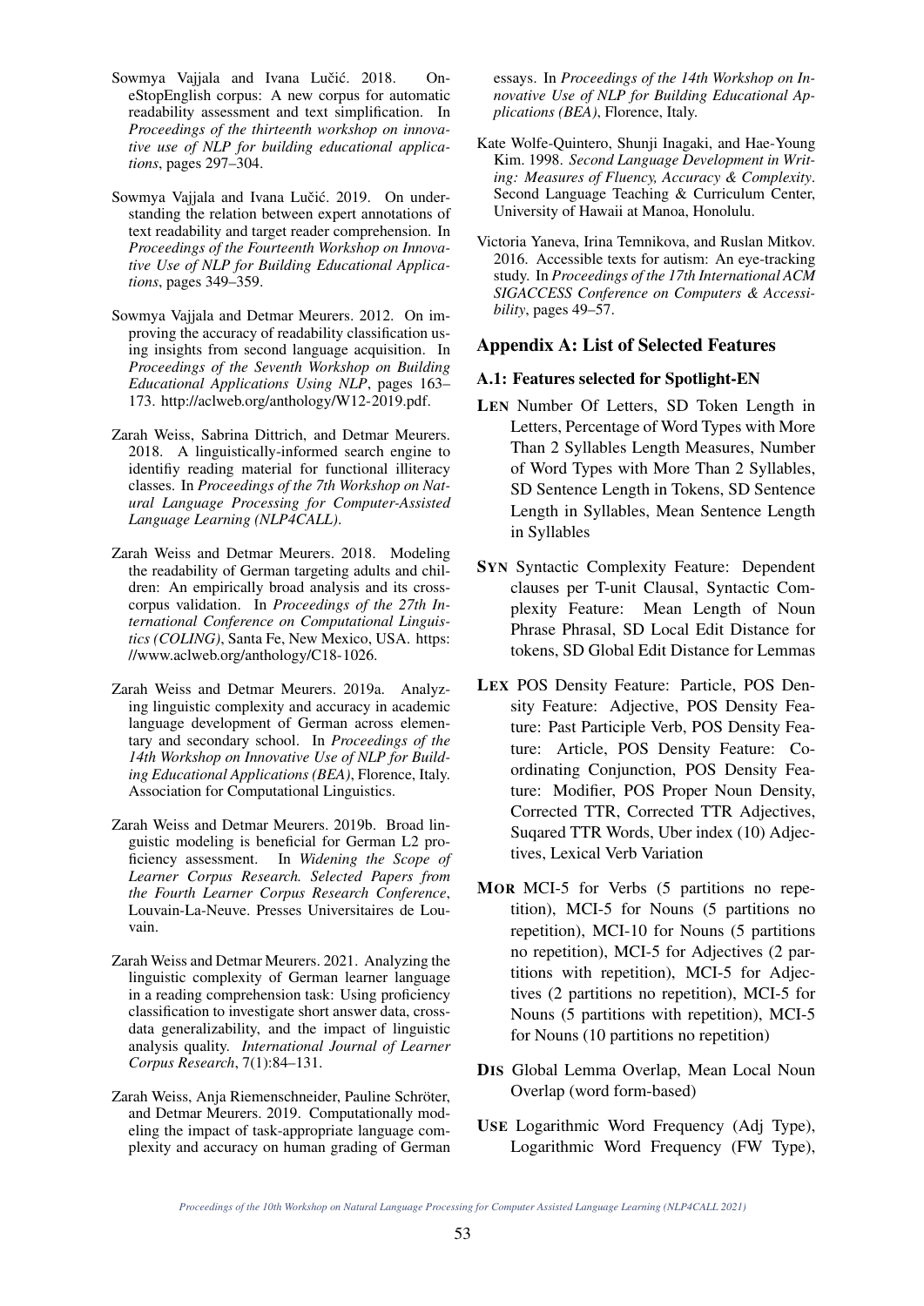Sowmya Vajjala and Ivana Lučić. 2018. OneStopEnglish corpus: A new corpus for automatic readability assessment and text simplification. In *Proceedings of the thirteenth workshop on innovative use of NLP for building educational applications*, pages 297–304.

Sowmya Vajjala and Ivana Lučić. 2019. On understanding the relation between expert annotations of text readability and target reader comprehension. In *Proceedings of the Fourteenth Workshop on Innovative Use of NLP for Building Educational Applications*, pages 349–359.

Sowmya Vajjala and Detmar Meurers. 2012. On improving the accuracy of readability classification using insights from second language acquisition. In *Proceedings of the Seventh Workshop on Building Educational Applications Using NLP*, pages 163–173. http://aclweb.org/anthology/W12-2019.pdf.

Zarah Weiss, Sabrina Dittrich, and Detmar Meurers. 2018. A linguistically-informed search engine to identifiy reading material for functional illiteracy classes. In *Proceedings of the 7th Workshop on Natural Language Processing for Computer-Assisted Language Learning (NLP4CALL)*.

Zarah Weiss and Detmar Meurers. 2018. Modeling the readability of German targeting adults and children: An empirically broad analysis and its cross-corpus validation. In *Proceedings of the 27th International Conference on Computational Linguistics (COLING)*, Santa Fe, New Mexico, USA. https://www.aclweb.org/anthology/C18-1026.

Zarah Weiss and Detmar Meurers. 2019a. Analyzing linguistic complexity and accuracy in academic language development of German across elementary and secondary school. In *Proceedings of the 14th Workshop on Innovative Use of NLP for Building Educational Applications (BEA)*, Florence, Italy. Association for Computational Linguistics.

Zarah Weiss and Detmar Meurers. 2019b. Broad linguistic modeling is beneficial for German L2 proficiency assessment. In *Widening the Scope of Learner Corpus Research. Selected Papers from the Fourth Learner Corpus Research Conference*, Louvain-La-Neuve. Presses Universitaires de Louvain.

Zarah Weiss and Detmar Meurers. 2021. Analyzing the linguistic complexity of German learner language in a reading comprehension task: Using proficiency classification to investigate short answer data, cross-data generalizability, and the impact of linguistic analysis quality. *International Journal of Learner Corpus Research*, 7(1):84–131.

Zarah Weiss, Anja Riemenschneider, Pauline Schröter, and Detmar Meurers. 2019. Computationally modeling the impact of task-appropriate language complexity and accuracy on human grading of German essays. In *Proceedings of the 14th Workshop on Innovative Use of NLP for Building Educational Applications (BEA)*, Florence, Italy.

Kate Wolfe-Quintero, Shunji Inagaki, and Hae-Young Kim. 1998. *Second Language Development in Writing: Measures of Fluency, Accuracy & Complexity*. Second Language Teaching & Curriculum Center, University of Hawaii at Manoa, Honolulu.

Victoria Yaneva, Irina Temnikova, and Ruslan Mitkov. 2016. Accessible texts for autism: An eye-tracking study. In *Proceedings of the 17th International ACM SIGACCESS Conference on Computers & Accessibility*, pages 49–57.

## Appendix A: List of Selected Features

### A.1: Features selected for Spotlight-EN

**LEN** Number Of Letters, SD Token Length in Letters, Percentage of Word Types with More Than 2 Syllables Length Measures, Number of Word Types with More Than 2 Syllables, SD Sentence Length in Tokens, SD Sentence Length in Syllables, Mean Sentence Length in Syllables

**SYN** Syntactic Complexity Feature: Dependent clauses per T-unit Clausal, Syntactic Complexity Feature: Mean Length of Noun Phrase Phrasal, SD Local Edit Distance for tokens, SD Global Edit Distance for Lemmas

**LEX** POS Density Feature: Particle, POS Density Feature: Adjective, POS Density Feature: Past Participle Verb, POS Density Feature: Article, POS Density Feature: Coordinating Conjunction, POS Density Feature: Modifier, POS Proper Noun Density, Corrected TTR, Corrected TTR Adjectives, Suqared TTR Words, Uber index (10) Adjectives, Lexical Verb Variation

**MOR** MCI-5 for Verbs (5 partitions no repetition), MCI-5 for Nouns (5 partitions no repetition), MCI-10 for Nouns (5 partitions no repetition), MCI-5 for Adjectives (2 partitions with repetition), MCI-5 for Adjectives (2 partitions no repetition), MCI-5 for Nouns (5 partitions with repetition), MCI-5 for Nouns (10 partitions no repetition)

**DIS** Global Lemma Overlap, Mean Local Noun Overlap (word form-based)

**USE** Logarithmic Word Frequency (Adj Type), Logarithmic Word Frequency (FW Type),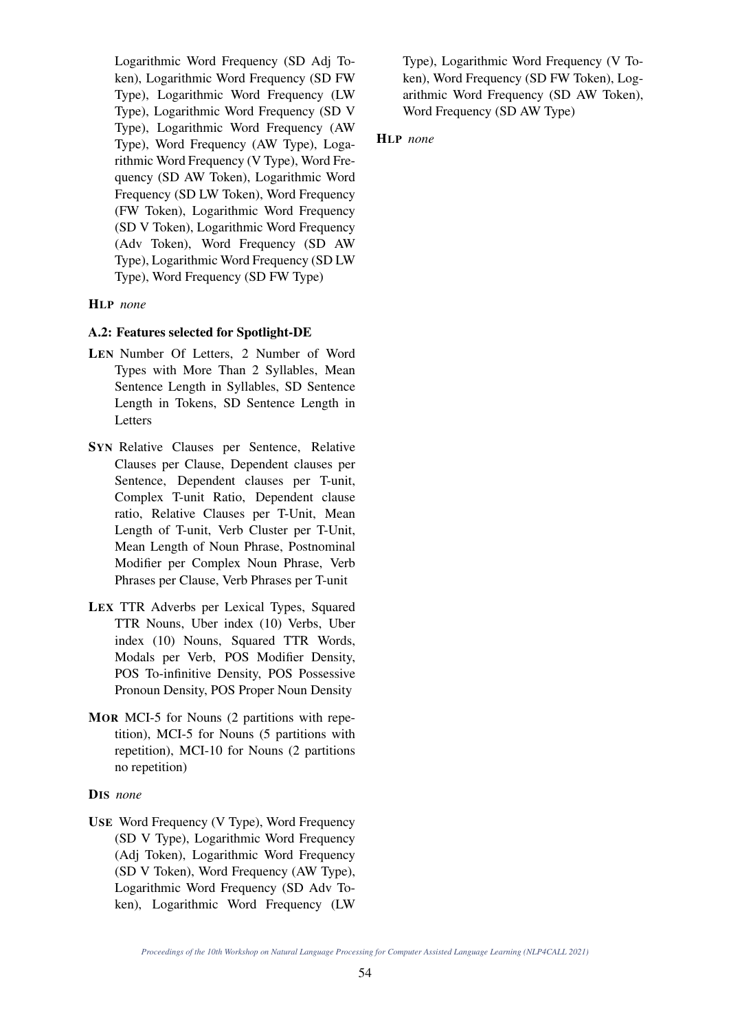Logarithmic Word Frequency (SD Adj Token), Logarithmic Word Frequency (SD FW Type), Logarithmic Word Frequency (LW Type), Logarithmic Word Frequency (SD V Type), Logarithmic Word Frequency (AW Type), Word Frequency (AW Type), Logarithmic Word Frequency (V Type), Word Frequency (SD AW Token), Logarithmic Word Frequency (SD LW Token), Word Frequency (FW Token), Logarithmic Word Frequency (SD V Token), Logarithmic Word Frequency (Adv Token), Word Frequency (SD AW Type), Logarithmic Word Frequency (SD LW Type), Word Frequency (SD FW Type)

**HLP** *none*

### A.2: Features selected for Spotlight-DE

**LEN** Number Of Letters, 2 Number of Word Types with More Than 2 Syllables, Mean Sentence Length in Syllables, SD Sentence Length in Tokens, SD Sentence Length in Letters

**SYN** Relative Clauses per Sentence, Relative Clauses per Clause, Dependent clauses per Sentence, Dependent clauses per T-unit, Complex T-unit Ratio, Dependent clause ratio, Relative Clauses per T-Unit, Mean Length of T-unit, Verb Cluster per T-Unit, Mean Length of Noun Phrase, Postnominal Modifier per Complex Noun Phrase, Verb Phrases per Clause, Verb Phrases per T-unit

**LEX** TTR Adverbs per Lexical Types, Squared TTR Nouns, Uber index (10) Verbs, Uber index (10) Nouns, Squared TTR Words, Modals per Verb, POS Modifier Density, POS To-infinitive Density, POS Possessive Pronoun Density, POS Proper Noun Density

**MOR** MCI-5 for Nouns (2 partitions with repetition), MCI-5 for Nouns (5 partitions with repetition), MCI-10 for Nouns (2 partitions no repetition)

**DIS** *none*

**USE** Word Frequency (V Type), Word Frequency (SD V Type), Logarithmic Word Frequency (Adj Token), Logarithmic Word Frequency (SD V Token), Word Frequency (AW Type), Logarithmic Word Frequency (SD Adv Token), Logarithmic Word Frequency (LW Type), Logarithmic Word Frequency (V Token), Word Frequency (SD FW Token), Logarithmic Word Frequency (SD AW Token), Word Frequency (SD AW Type)

**HLP** *none*